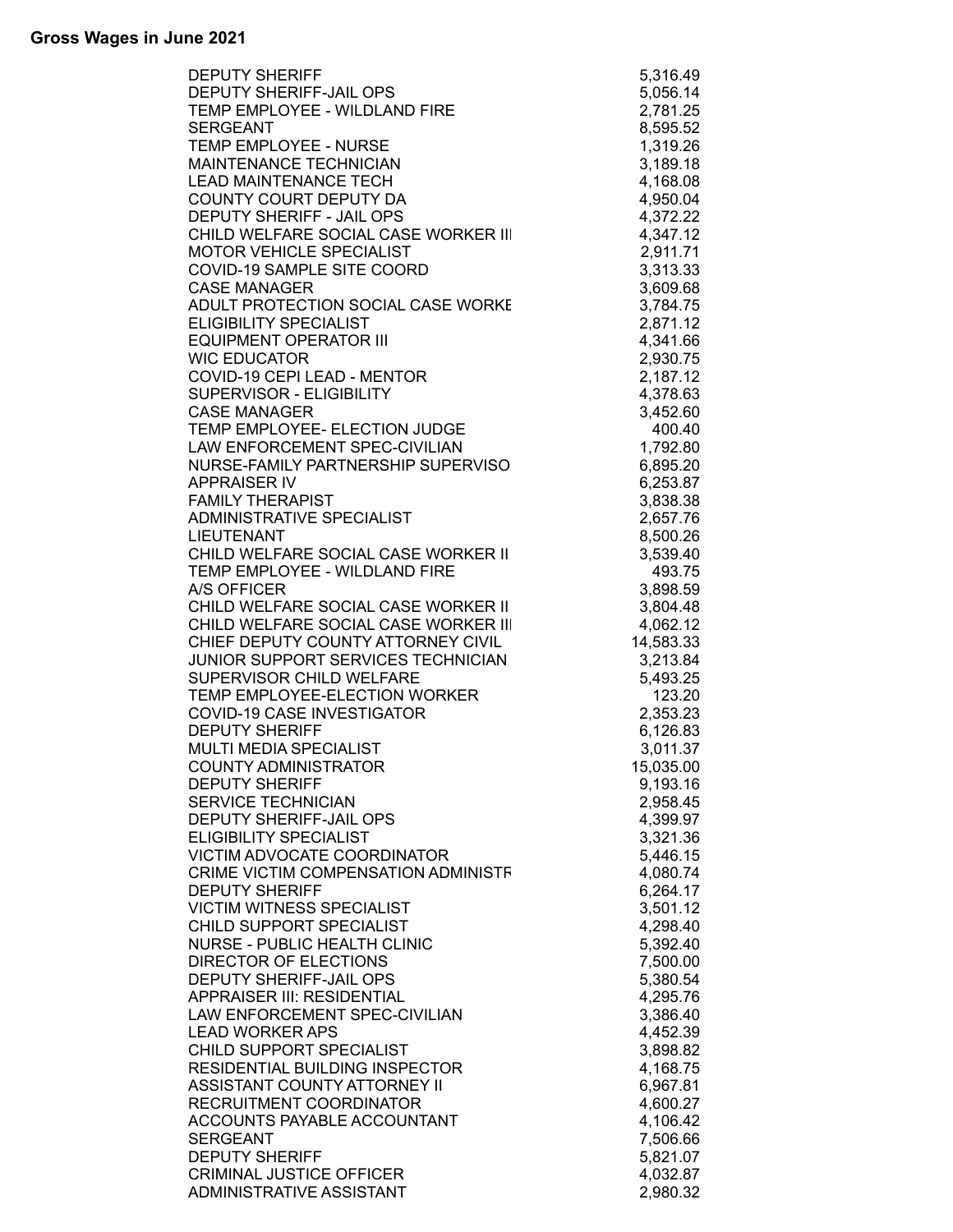## Gross Wages in June 2021

| | |
|---|---|
| DEPUTY SHERIFF | 5,316.49 |
| DEPUTY SHERIFF-JAIL OPS | 5,056.14 |
| TEMP EMPLOYEE - WILDLAND FIRE | 2,781.25 |
| SERGEANT | 8,595.52 |
| TEMP EMPLOYEE - NURSE | 1,319.26 |
| MAINTENANCE TECHNICIAN | 3,189.18 |
| LEAD MAINTENANCE TECH | 4,168.08 |
| COUNTY COURT DEPUTY DA | 4,950.04 |
| DEPUTY SHERIFF - JAIL OPS | 4,372.22 |
| CHILD WELFARE SOCIAL CASE WORKER III | 4,347.12 |
| MOTOR VEHICLE SPECIALIST | 2,911.71 |
| COVID-19 SAMPLE SITE COORD | 3,313.33 |
| CASE MANAGER | 3,609.68 |
| ADULT PROTECTION SOCIAL CASE WORKE | 3,784.75 |
| ELIGIBILITY SPECIALIST | 2,871.12 |
| EQUIPMENT OPERATOR III | 4,341.66 |
| WIC EDUCATOR | 2,930.75 |
| COVID-19 CEPI LEAD - MENTOR | 2,187.12 |
| SUPERVISOR - ELIGIBILITY | 4,378.63 |
| CASE MANAGER | 3,452.60 |
| TEMP EMPLOYEE- ELECTION JUDGE | 400.40 |
| LAW ENFORCEMENT SPEC-CIVILIAN | 1,792.80 |
| NURSE-FAMILY PARTNERSHIP SUPERVISO | 6,895.20 |
| APPRAISER IV | 6,253.87 |
| FAMILY THERAPIST | 3,838.38 |
| ADMINISTRATIVE SPECIALIST | 2,657.76 |
| LIEUTENANT | 8,500.26 |
| CHILD WELFARE SOCIAL CASE WORKER II | 3,539.40 |
| TEMP EMPLOYEE - WILDLAND FIRE | 493.75 |
| A/S OFFICER | 3,898.59 |
| CHILD WELFARE SOCIAL CASE WORKER II | 3,804.48 |
| CHILD WELFARE SOCIAL CASE WORKER III | 4,062.12 |
| CHIEF DEPUTY COUNTY ATTORNEY CIVIL | 14,583.33 |
| JUNIOR SUPPORT SERVICES TECHNICIAN | 3,213.84 |
| SUPERVISOR CHILD WELFARE | 5,493.25 |
| TEMP EMPLOYEE-ELECTION WORKER | 123.20 |
| COVID-19 CASE INVESTIGATOR | 2,353.23 |
| DEPUTY SHERIFF | 6,126.83 |
| MULTI MEDIA SPECIALIST | 3,011.37 |
| COUNTY ADMINISTRATOR | 15,035.00 |
| DEPUTY SHERIFF | 9,193.16 |
| SERVICE TECHNICIAN | 2,958.45 |
| DEPUTY SHERIFF-JAIL OPS | 4,399.97 |
| ELIGIBILITY SPECIALIST | 3,321.36 |
| VICTIM ADVOCATE COORDINATOR | 5,446.15 |
| CRIME VICTIM COMPENSATION ADMINISTR | 4,080.74 |
| DEPUTY SHERIFF | 6,264.17 |
| VICTIM WITNESS SPECIALIST | 3,501.12 |
| CHILD SUPPORT SPECIALIST | 4,298.40 |
| NURSE - PUBLIC HEALTH CLINIC | 5,392.40 |
| DIRECTOR OF ELECTIONS | 7,500.00 |
| DEPUTY SHERIFF-JAIL OPS | 5,380.54 |
| APPRAISER III: RESIDENTIAL | 4,295.76 |
| LAW ENFORCEMENT SPEC-CIVILIAN | 3,386.40 |
| LEAD WORKER APS | 4,452.39 |
| CHILD SUPPORT SPECIALIST | 3,898.82 |
| RESIDENTIAL BUILDING INSPECTOR | 4,168.75 |
| ASSISTANT COUNTY ATTORNEY II | 6,967.81 |
| RECRUITMENT COORDINATOR | 4,600.27 |
| ACCOUNTS PAYABLE ACCOUNTANT | 4,106.42 |
| SERGEANT | 7,506.66 |
| DEPUTY SHERIFF | 5,821.07 |
| CRIMINAL JUSTICE OFFICER | 4,032.87 |
| ADMINISTRATIVE ASSISTANT | 2,980.32 |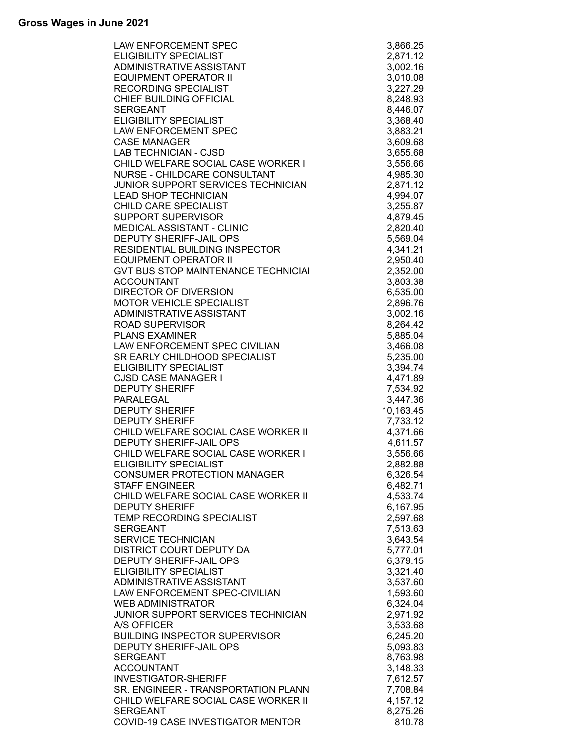## Gross Wages in June 2021

| Position | Gross Wages |
|---|---|
| LAW ENFORCEMENT SPEC | 3,866.25 |
| ELIGIBILITY SPECIALIST | 2,871.12 |
| ADMINISTRATIVE ASSISTANT | 3,002.16 |
| EQUIPMENT OPERATOR II | 3,010.08 |
| RECORDING SPECIALIST | 3,227.29 |
| CHIEF BUILDING OFFICIAL | 8,248.93 |
| SERGEANT | 8,446.07 |
| ELIGIBILITY SPECIALIST | 3,368.40 |
| LAW ENFORCEMENT SPEC | 3,883.21 |
| CASE MANAGER | 3,609.68 |
| LAB TECHNICIAN - CJSD | 3,655.68 |
| CHILD WELFARE SOCIAL CASE WORKER I | 3,556.66 |
| NURSE - CHILDCARE CONSULTANT | 4,985.30 |
| JUNIOR SUPPORT SERVICES TECHNICIAN | 2,871.12 |
| LEAD SHOP TECHNICIAN | 4,994.07 |
| CHILD CARE SPECIALIST | 3,255.87 |
| SUPPORT SUPERVISOR | 4,879.45 |
| MEDICAL ASSISTANT - CLINIC | 2,820.40 |
| DEPUTY SHERIFF-JAIL OPS | 5,569.04 |
| RESIDENTIAL BUILDING INSPECTOR | 4,341.21 |
| EQUIPMENT OPERATOR II | 2,950.40 |
| GVT BUS STOP MAINTENANCE TECHNICIAI | 2,352.00 |
| ACCOUNTANT | 3,803.38 |
| DIRECTOR OF DIVERSION | 6,535.00 |
| MOTOR VEHICLE SPECIALIST | 2,896.76 |
| ADMINISTRATIVE ASSISTANT | 3,002.16 |
| ROAD SUPERVISOR | 8,264.42 |
| PLANS EXAMINER | 5,885.04 |
| LAW ENFORCEMENT SPEC CIVILIAN | 3,466.08 |
| SR EARLY CHILDHOOD SPECIALIST | 5,235.00 |
| ELIGIBILITY SPECIALIST | 3,394.74 |
| CJSD CASE MANAGER I | 4,471.89 |
| DEPUTY SHERIFF | 7,534.92 |
| PARALEGAL | 3,447.36 |
| DEPUTY SHERIFF | 10,163.45 |
| DEPUTY SHERIFF | 7,733.12 |
| CHILD WELFARE SOCIAL CASE WORKER III | 4,371.66 |
| DEPUTY SHERIFF-JAIL OPS | 4,611.57 |
| CHILD WELFARE SOCIAL CASE WORKER I | 3,556.66 |
| ELIGIBILITY SPECIALIST | 2,882.88 |
| CONSUMER PROTECTION MANAGER | 6,326.54 |
| STAFF ENGINEER | 6,482.71 |
| CHILD WELFARE SOCIAL CASE WORKER III | 4,533.74 |
| DEPUTY SHERIFF | 6,167.95 |
| TEMP RECORDING SPECIALIST | 2,597.68 |
| SERGEANT | 7,513.63 |
| SERVICE TECHNICIAN | 3,643.54 |
| DISTRICT COURT DEPUTY DA | 5,777.01 |
| DEPUTY SHERIFF-JAIL OPS | 6,379.15 |
| ELIGIBILITY SPECIALIST | 3,321.40 |
| ADMINISTRATIVE ASSISTANT | 3,537.60 |
| LAW ENFORCEMENT SPEC-CIVILIAN | 1,593.60 |
| WEB ADMINISTRATOR | 6,324.04 |
| JUNIOR SUPPORT SERVICES TECHNICIAN | 2,971.92 |
| A/S OFFICER | 3,533.68 |
| BUILDING INSPECTOR SUPERVISOR | 6,245.20 |
| DEPUTY SHERIFF-JAIL OPS | 5,093.83 |
| SERGEANT | 8,763.98 |
| ACCOUNTANT | 3,148.33 |
| INVESTIGATOR-SHERIFF | 7,612.57 |
| SR. ENGINEER - TRANSPORTATION PLANN | 7,708.84 |
| CHILD WELFARE SOCIAL CASE WORKER III | 4,157.12 |
| SERGEANT | 8,275.26 |
| COVID-19 CASE INVESTIGATOR MENTOR | 810.78 |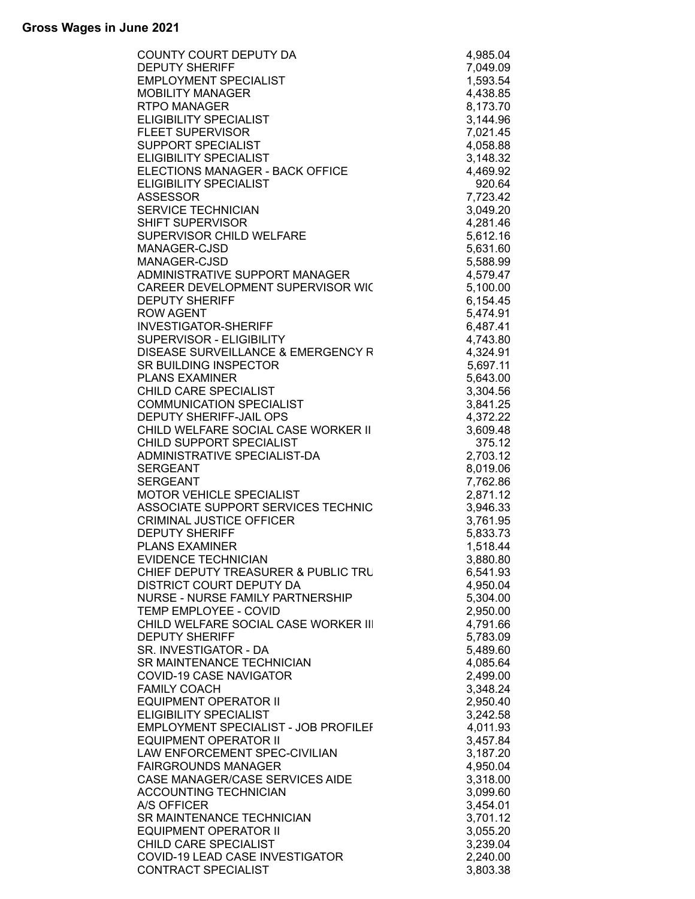## Gross Wages in June 2021

| | |
|---|---|
| COUNTY COURT DEPUTY DA | 4,985.04 |
| DEPUTY SHERIFF | 7,049.09 |
| EMPLOYMENT SPECIALIST | 1,593.54 |
| MOBILITY MANAGER | 4,438.85 |
| RTPO MANAGER | 8,173.70 |
| ELIGIBILITY SPECIALIST | 3,144.96 |
| FLEET SUPERVISOR | 7,021.45 |
| SUPPORT SPECIALIST | 4,058.88 |
| ELIGIBILITY SPECIALIST | 3,148.32 |
| ELECTIONS MANAGER - BACK OFFICE | 4,469.92 |
| ELIGIBILITY SPECIALIST | 920.64 |
| ASSESSOR | 7,723.42 |
| SERVICE TECHNICIAN | 3,049.20 |
| SHIFT SUPERVISOR | 4,281.46 |
| SUPERVISOR CHILD WELFARE | 5,612.16 |
| MANAGER-CJSD | 5,631.60 |
| MANAGER-CJSD | 5,588.99 |
| ADMINISTRATIVE SUPPORT MANAGER | 4,579.47 |
| CAREER DEVELOPMENT SUPERVISOR WIC | 5,100.00 |
| DEPUTY SHERIFF | 6,154.45 |
| ROW AGENT | 5,474.91 |
| INVESTIGATOR-SHERIFF | 6,487.41 |
| SUPERVISOR - ELIGIBILITY | 4,743.80 |
| DISEASE SURVEILLANCE & EMERGENCY R | 4,324.91 |
| SR BUILDING INSPECTOR | 5,697.11 |
| PLANS EXAMINER | 5,643.00 |
| CHILD CARE SPECIALIST | 3,304.56 |
| COMMUNICATION SPECIALIST | 3,841.25 |
| DEPUTY SHERIFF-JAIL OPS | 4,372.22 |
| CHILD WELFARE SOCIAL CASE WORKER II | 3,609.48 |
| CHILD SUPPORT SPECIALIST | 375.12 |
| ADMINISTRATIVE SPECIALIST-DA | 2,703.12 |
| SERGEANT | 8,019.06 |
| SERGEANT | 7,762.86 |
| MOTOR VEHICLE SPECIALIST | 2,871.12 |
| ASSOCIATE SUPPORT SERVICES TECHNIC | 3,946.33 |
| CRIMINAL JUSTICE OFFICER | 3,761.95 |
| DEPUTY SHERIFF | 5,833.73 |
| PLANS EXAMINER | 1,518.44 |
| EVIDENCE TECHNICIAN | 3,880.80 |
| CHIEF DEPUTY TREASURER & PUBLIC TRU | 6,541.93 |
| DISTRICT COURT DEPUTY DA | 4,950.04 |
| NURSE - NURSE FAMILY PARTNERSHIP | 5,304.00 |
| TEMP EMPLOYEE - COVID | 2,950.00 |
| CHILD WELFARE SOCIAL CASE WORKER III | 4,791.66 |
| DEPUTY SHERIFF | 5,783.09 |
| SR. INVESTIGATOR - DA | 5,489.60 |
| SR MAINTENANCE TECHNICIAN | 4,085.64 |
| COVID-19 CASE NAVIGATOR | 2,499.00 |
| FAMILY COACH | 3,348.24 |
| EQUIPMENT OPERATOR II | 2,950.40 |
| ELIGIBILITY SPECIALIST | 3,242.58 |
| EMPLOYMENT SPECIALIST - JOB PROFILER | 4,011.93 |
| EQUIPMENT OPERATOR II | 3,457.84 |
| LAW ENFORCEMENT SPEC-CIVILIAN | 3,187.20 |
| FAIRGROUNDS MANAGER | 4,950.04 |
| CASE MANAGER/CASE SERVICES AIDE | 3,318.00 |
| ACCOUNTING TECHNICIAN | 3,099.60 |
| A/S OFFICER | 3,454.01 |
| SR MAINTENANCE TECHNICIAN | 3,701.12 |
| EQUIPMENT OPERATOR II | 3,055.20 |
| CHILD CARE SPECIALIST | 3,239.04 |
| COVID-19 LEAD CASE INVESTIGATOR | 2,240.00 |
| CONTRACT SPECIALIST | 3,803.38 |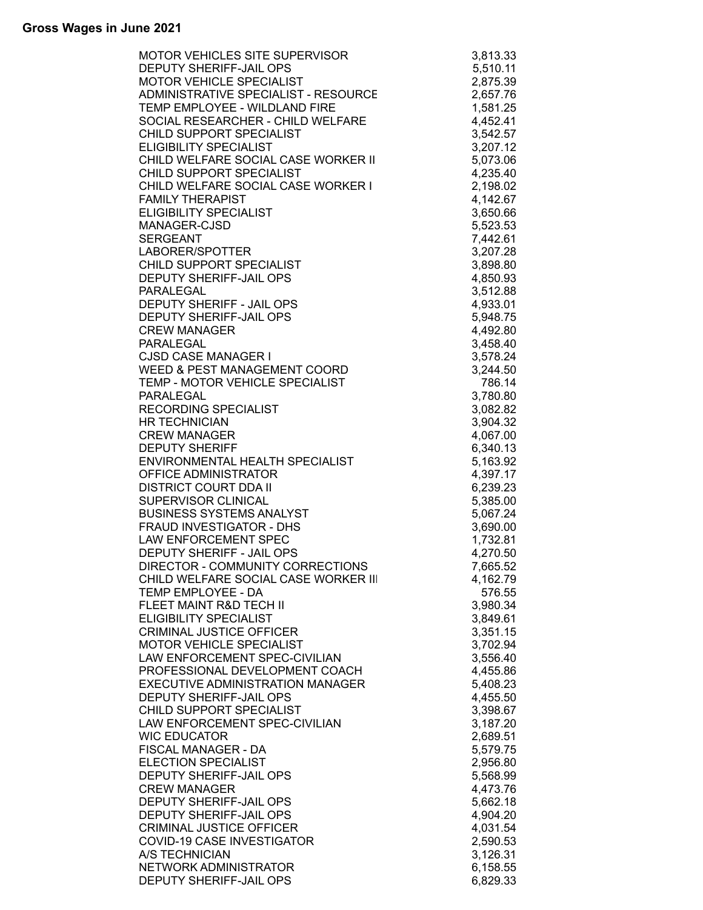## Gross Wages in June 2021

| | |
|---|---|
| MOTOR VEHICLES SITE SUPERVISOR | 3,813.33 |
| DEPUTY SHERIFF-JAIL OPS | 5,510.11 |
| MOTOR VEHICLE SPECIALIST | 2,875.39 |
| ADMINISTRATIVE SPECIALIST - RESOURCE | 2,657.76 |
| TEMP EMPLOYEE - WILDLAND FIRE | 1,581.25 |
| SOCIAL RESEARCHER - CHILD WELFARE | 4,452.41 |
| CHILD SUPPORT SPECIALIST | 3,542.57 |
| ELIGIBILITY SPECIALIST | 3,207.12 |
| CHILD WELFARE SOCIAL CASE WORKER II | 5,073.06 |
| CHILD SUPPORT SPECIALIST | 4,235.40 |
| CHILD WELFARE SOCIAL CASE WORKER I | 2,198.02 |
| FAMILY THERAPIST | 4,142.67 |
| ELIGIBILITY SPECIALIST | 3,650.66 |
| MANAGER-CJSD | 5,523.53 |
| SERGEANT | 7,442.61 |
| LABORER/SPOTTER | 3,207.28 |
| CHILD SUPPORT SPECIALIST | 3,898.80 |
| DEPUTY SHERIFF-JAIL OPS | 4,850.93 |
| PARALEGAL | 3,512.88 |
| DEPUTY SHERIFF - JAIL OPS | 4,933.01 |
| DEPUTY SHERIFF-JAIL OPS | 5,948.75 |
| CREW MANAGER | 4,492.80 |
| PARALEGAL | 3,458.40 |
| CJSD CASE MANAGER I | 3,578.24 |
| WEED & PEST MANAGEMENT COORD | 3,244.50 |
| TEMP - MOTOR VEHICLE SPECIALIST | 786.14 |
| PARALEGAL | 3,780.80 |
| RECORDING SPECIALIST | 3,082.82 |
| HR TECHNICIAN | 3,904.32 |
| CREW MANAGER | 4,067.00 |
| DEPUTY SHERIFF | 6,340.13 |
| ENVIRONMENTAL HEALTH SPECIALIST | 5,163.92 |
| OFFICE ADMINISTRATOR | 4,397.17 |
| DISTRICT COURT DDA II | 6,239.23 |
| SUPERVISOR CLINICAL | 5,385.00 |
| BUSINESS SYSTEMS ANALYST | 5,067.24 |
| FRAUD INVESTIGATOR - DHS | 3,690.00 |
| LAW ENFORCEMENT SPEC | 1,732.81 |
| DEPUTY SHERIFF - JAIL OPS | 4,270.50 |
| DIRECTOR - COMMUNITY CORRECTIONS | 7,665.52 |
| CHILD WELFARE SOCIAL CASE WORKER III | 4,162.79 |
| TEMP EMPLOYEE - DA | 576.55 |
| FLEET MAINT R&D TECH II | 3,980.34 |
| ELIGIBILITY SPECIALIST | 3,849.61 |
| CRIMINAL JUSTICE OFFICER | 3,351.15 |
| MOTOR VEHICLE SPECIALIST | 3,702.94 |
| LAW ENFORCEMENT SPEC-CIVILIAN | 3,556.40 |
| PROFESSIONAL DEVELOPMENT COACH | 4,455.86 |
| EXECUTIVE ADMINISTRATION MANAGER | 5,408.23 |
| DEPUTY SHERIFF-JAIL OPS | 4,455.50 |
| CHILD SUPPORT SPECIALIST | 3,398.67 |
| LAW ENFORCEMENT SPEC-CIVILIAN | 3,187.20 |
| WIC EDUCATOR | 2,689.51 |
| FISCAL MANAGER - DA | 5,579.75 |
| ELECTION SPECIALIST | 2,956.80 |
| DEPUTY SHERIFF-JAIL OPS | 5,568.99 |
| CREW MANAGER | 4,473.76 |
| DEPUTY SHERIFF-JAIL OPS | 5,662.18 |
| DEPUTY SHERIFF-JAIL OPS | 4,904.20 |
| CRIMINAL JUSTICE OFFICER | 4,031.54 |
| COVID-19 CASE INVESTIGATOR | 2,590.53 |
| A/S TECHNICIAN | 3,126.31 |
| NETWORK ADMINISTRATOR | 6,158.55 |
| DEPUTY SHERIFF-JAIL OPS | 6,829.33 |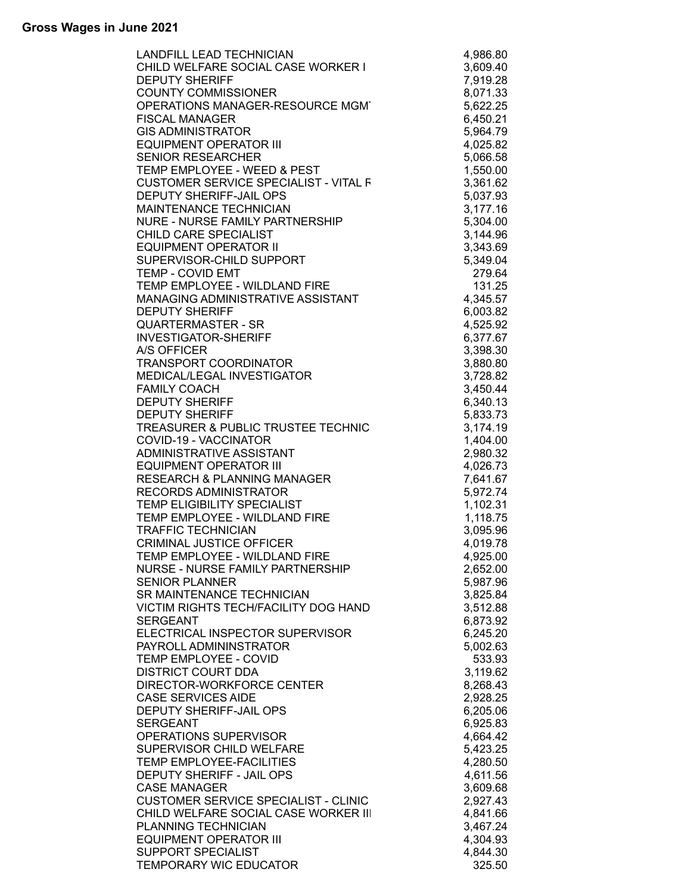**Gross Wages in June 2021**

| | |
|---|---|
| LANDFILL LEAD TECHNICIAN | 4,986.80 |
| CHILD WELFARE SOCIAL CASE WORKER I | 3,609.40 |
| DEPUTY SHERIFF | 7,919.28 |
| COUNTY COMMISSIONER | 8,071.33 |
| OPERATIONS MANAGER-RESOURCE MGMT | 5,622.25 |
| FISCAL MANAGER | 6,450.21 |
| GIS ADMINISTRATOR | 5,964.79 |
| EQUIPMENT OPERATOR III | 4,025.82 |
| SENIOR RESEARCHER | 5,066.58 |
| TEMP EMPLOYEE - WEED & PEST | 1,550.00 |
| CUSTOMER SERVICE SPECIALIST - VITAL R | 3,361.62 |
| DEPUTY SHERIFF-JAIL OPS | 5,037.93 |
| MAINTENANCE TECHNICIAN | 3,177.16 |
| NURE - NURSE FAMILY PARTNERSHIP | 5,304.00 |
| CHILD CARE SPECIALIST | 3,144.96 |
| EQUIPMENT OPERATOR II | 3,343.69 |
| SUPERVISOR-CHILD SUPPORT | 5,349.04 |
| TEMP - COVID EMT | 279.64 |
| TEMP EMPLOYEE - WILDLAND FIRE | 131.25 |
| MANAGING ADMINISTRATIVE ASSISTANT | 4,345.57 |
| DEPUTY SHERIFF | 6,003.82 |
| QUARTERMASTER - SR | 4,525.92 |
| INVESTIGATOR-SHERIFF | 6,377.67 |
| A/S OFFICER | 3,398.30 |
| TRANSPORT COORDINATOR | 3,880.80 |
| MEDICAL/LEGAL INVESTIGATOR | 3,728.82 |
| FAMILY COACH | 3,450.44 |
| DEPUTY SHERIFF | 6,340.13 |
| DEPUTY SHERIFF | 5,833.73 |
| TREASURER & PUBLIC TRUSTEE TECHNIC | 3,174.19 |
| COVID-19 - VACCINATOR | 1,404.00 |
| ADMINISTRATIVE ASSISTANT | 2,980.32 |
| EQUIPMENT OPERATOR III | 4,026.73 |
| RESEARCH & PLANNING MANAGER | 7,641.67 |
| RECORDS ADMINISTRATOR | 5,972.74 |
| TEMP ELIGIBILITY SPECIALIST | 1,102.31 |
| TEMP EMPLOYEE - WILDLAND FIRE | 1,118.75 |
| TRAFFIC TECHNICIAN | 3,095.96 |
| CRIMINAL JUSTICE OFFICER | 4,019.78 |
| TEMP EMPLOYEE - WILDLAND FIRE | 4,925.00 |
| NURSE - NURSE FAMILY PARTNERSHIP | 2,652.00 |
| SENIOR PLANNER | 5,987.96 |
| SR MAINTENANCE TECHNICIAN | 3,825.84 |
| VICTIM RIGHTS TECH/FACILITY DOG HAND | 3,512.88 |
| SERGEANT | 6,873.92 |
| ELECTRICAL INSPECTOR SUPERVISOR | 6,245.20 |
| PAYROLL ADMININSTRATOR | 5,002.63 |
| TEMP EMPLOYEE - COVID | 533.93 |
| DISTRICT COURT DDA | 3,119.62 |
| DIRECTOR-WORKFORCE CENTER | 8,268.43 |
| CASE SERVICES AIDE | 2,928.25 |
| DEPUTY SHERIFF-JAIL OPS | 6,205.06 |
| SERGEANT | 6,925.83 |
| OPERATIONS SUPERVISOR | 4,664.42 |
| SUPERVISOR CHILD WELFARE | 5,423.25 |
| TEMP EMPLOYEE-FACILITIES | 4,280.50 |
| DEPUTY SHERIFF - JAIL OPS | 4,611.56 |
| CASE MANAGER | 3,609.68 |
| CUSTOMER SERVICE SPECIALIST - CLINIC | 2,927.43 |
| CHILD WELFARE SOCIAL CASE WORKER III | 4,841.66 |
| PLANNING TECHNICIAN | 3,467.24 |
| EQUIPMENT OPERATOR III | 4,304.93 |
| SUPPORT SPECIALIST | 4,844.30 |
| TEMPORARY WIC EDUCATOR | 325.50 |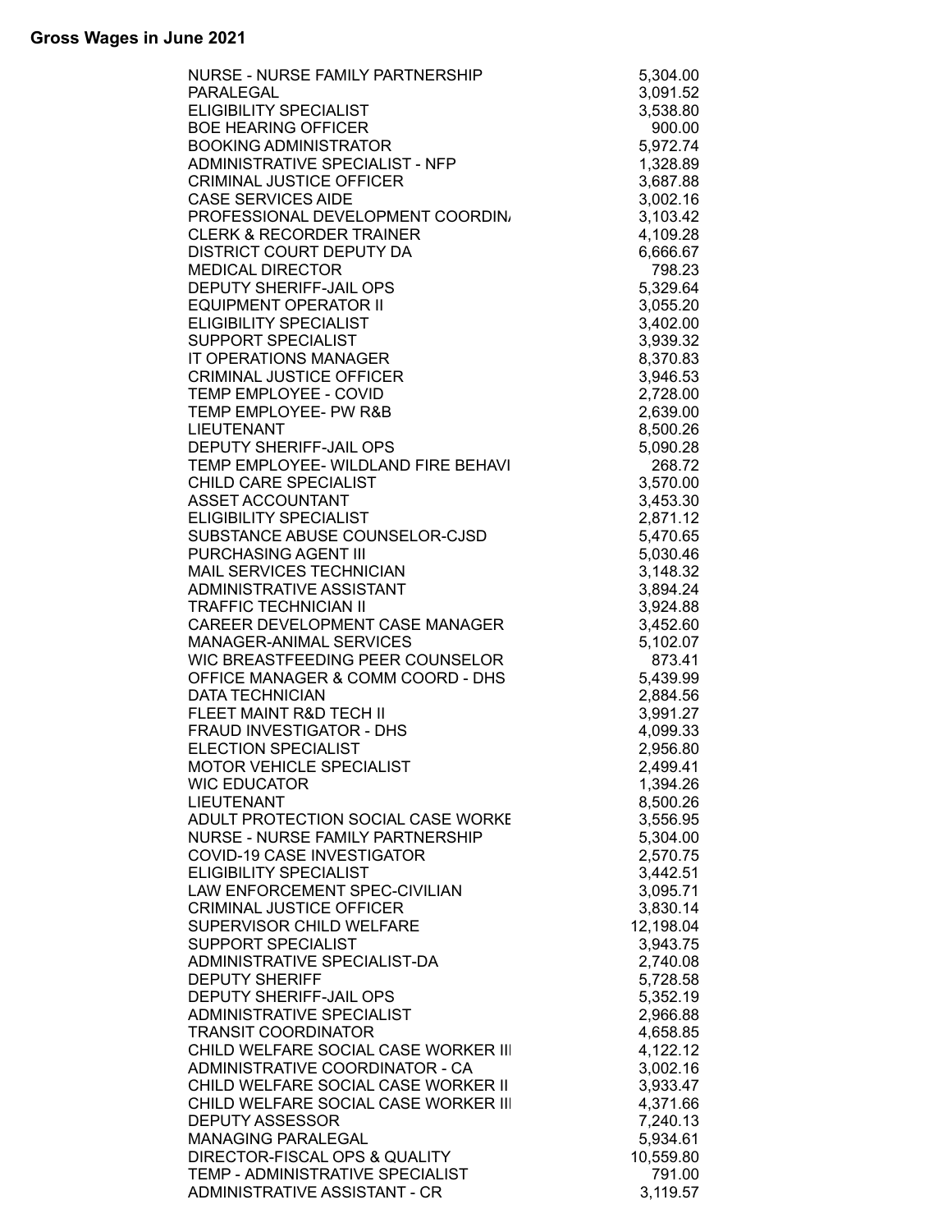# Gross Wages in June 2021

| Position | Gross Wages |
|---|---|
| NURSE - NURSE FAMILY PARTNERSHIP | 5,304.00 |
| PARALEGAL | 3,091.52 |
| ELIGIBILITY SPECIALIST | 3,538.80 |
| BOE HEARING OFFICER | 900.00 |
| BOOKING ADMINISTRATOR | 5,972.74 |
| ADMINISTRATIVE SPECIALIST - NFP | 1,328.89 |
| CRIMINAL JUSTICE OFFICER | 3,687.88 |
| CASE SERVICES AIDE | 3,002.16 |
| PROFESSIONAL DEVELOPMENT COORDIN/ | 3,103.42 |
| CLERK & RECORDER TRAINER | 4,109.28 |
| DISTRICT COURT DEPUTY DA | 6,666.67 |
| MEDICAL DIRECTOR | 798.23 |
| DEPUTY SHERIFF-JAIL OPS | 5,329.64 |
| EQUIPMENT OPERATOR II | 3,055.20 |
| ELIGIBILITY SPECIALIST | 3,402.00 |
| SUPPORT SPECIALIST | 3,939.32 |
| IT OPERATIONS MANAGER | 8,370.83 |
| CRIMINAL JUSTICE OFFICER | 3,946.53 |
| TEMP EMPLOYEE - COVID | 2,728.00 |
| TEMP EMPLOYEE- PW R&B | 2,639.00 |
| LIEUTENANT | 8,500.26 |
| DEPUTY SHERIFF-JAIL OPS | 5,090.28 |
| TEMP EMPLOYEE- WILDLAND FIRE BEHAVI | 268.72 |
| CHILD CARE SPECIALIST | 3,570.00 |
| ASSET ACCOUNTANT | 3,453.30 |
| ELIGIBILITY SPECIALIST | 2,871.12 |
| SUBSTANCE ABUSE COUNSELOR-CJSD | 5,470.65 |
| PURCHASING AGENT III | 5,030.46 |
| MAIL SERVICES TECHNICIAN | 3,148.32 |
| ADMINISTRATIVE ASSISTANT | 3,894.24 |
| TRAFFIC TECHNICIAN II | 3,924.88 |
| CAREER DEVELOPMENT CASE MANAGER | 3,452.60 |
| MANAGER-ANIMAL SERVICES | 5,102.07 |
| WIC BREASTFEEDING PEER COUNSELOR | 873.41 |
| OFFICE MANAGER & COMM COORD - DHS | 5,439.99 |
| DATA TECHNICIAN | 2,884.56 |
| FLEET MAINT R&D TECH II | 3,991.27 |
| FRAUD INVESTIGATOR - DHS | 4,099.33 |
| ELECTION SPECIALIST | 2,956.80 |
| MOTOR VEHICLE SPECIALIST | 2,499.41 |
| WIC EDUCATOR | 1,394.26 |
| LIEUTENANT | 8,500.26 |
| ADULT PROTECTION SOCIAL CASE WORKE | 3,556.95 |
| NURSE - NURSE FAMILY PARTNERSHIP | 5,304.00 |
| COVID-19 CASE INVESTIGATOR | 2,570.75 |
| ELIGIBILITY SPECIALIST | 3,442.51 |
| LAW ENFORCEMENT SPEC-CIVILIAN | 3,095.71 |
| CRIMINAL JUSTICE OFFICER | 3,830.14 |
| SUPERVISOR CHILD WELFARE | 12,198.04 |
| SUPPORT SPECIALIST | 3,943.75 |
| ADMINISTRATIVE SPECIALIST-DA | 2,740.08 |
| DEPUTY SHERIFF | 5,728.58 |
| DEPUTY SHERIFF-JAIL OPS | 5,352.19 |
| ADMINISTRATIVE SPECIALIST | 2,966.88 |
| TRANSIT COORDINATOR | 4,658.85 |
| CHILD WELFARE SOCIAL CASE WORKER III | 4,122.12 |
| ADMINISTRATIVE COORDINATOR - CA | 3,002.16 |
| CHILD WELFARE SOCIAL CASE WORKER II | 3,933.47 |
| CHILD WELFARE SOCIAL CASE WORKER III | 4,371.66 |
| DEPUTY ASSESSOR | 7,240.13 |
| MANAGING PARALEGAL | 5,934.61 |
| DIRECTOR-FISCAL OPS & QUALITY | 10,559.80 |
| TEMP - ADMINISTRATIVE SPECIALIST | 791.00 |
| ADMINISTRATIVE ASSISTANT - CR | 3,119.57 |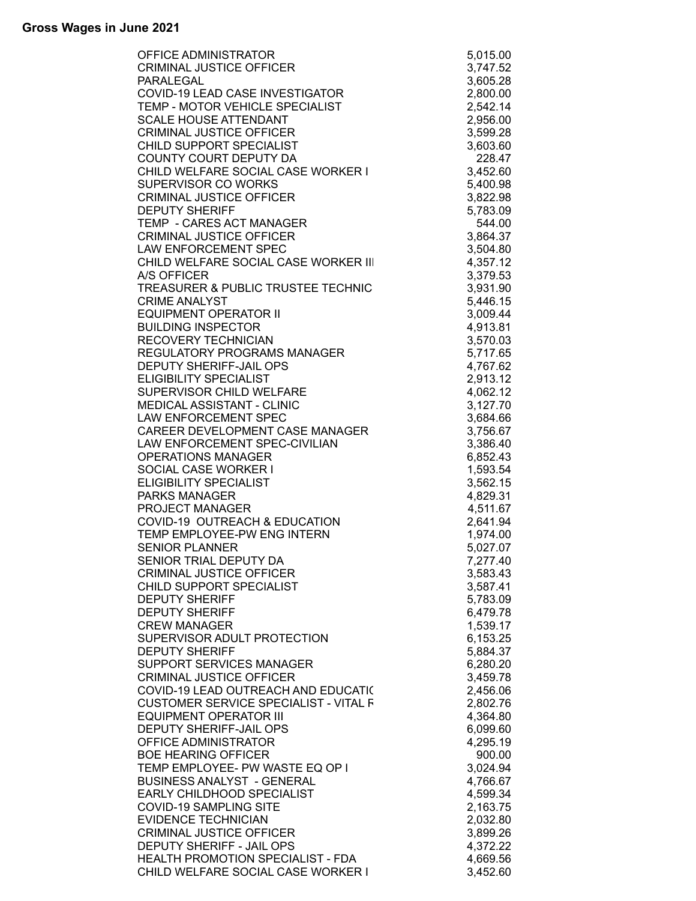**Gross Wages in June 2021**

| | |
|---|---|
| OFFICE ADMINISTRATOR | 5,015.00 |
| CRIMINAL JUSTICE OFFICER | 3,747.52 |
| PARALEGAL | 3,605.28 |
| COVID-19 LEAD CASE INVESTIGATOR | 2,800.00 |
| TEMP - MOTOR VEHICLE SPECIALIST | 2,542.14 |
| SCALE HOUSE ATTENDANT | 2,956.00 |
| CRIMINAL JUSTICE OFFICER | 3,599.28 |
| CHILD SUPPORT SPECIALIST | 3,603.60 |
| COUNTY COURT DEPUTY DA | 228.47 |
| CHILD WELFARE SOCIAL CASE WORKER I | 3,452.60 |
| SUPERVISOR CO WORKS | 5,400.98 |
| CRIMINAL JUSTICE OFFICER | 3,822.98 |
| DEPUTY SHERIFF | 5,783.09 |
| TEMP - CARES ACT MANAGER | 544.00 |
| CRIMINAL JUSTICE OFFICER | 3,864.37 |
| LAW ENFORCEMENT SPEC | 3,504.80 |
| CHILD WELFARE SOCIAL CASE WORKER III | 4,357.12 |
| A/S OFFICER | 3,379.53 |
| TREASURER & PUBLIC TRUSTEE TECHNIC | 3,931.90 |
| CRIME ANALYST | 5,446.15 |
| EQUIPMENT OPERATOR II | 3,009.44 |
| BUILDING INSPECTOR | 4,913.81 |
| RECOVERY TECHNICIAN | 3,570.03 |
| REGULATORY PROGRAMS MANAGER | 5,717.65 |
| DEPUTY SHERIFF-JAIL OPS | 4,767.62 |
| ELIGIBILITY SPECIALIST | 2,913.12 |
| SUPERVISOR CHILD WELFARE | 4,062.12 |
| MEDICAL ASSISTANT - CLINIC | 3,127.70 |
| LAW ENFORCEMENT SPEC | 3,684.66 |
| CAREER DEVELOPMENT CASE MANAGER | 3,756.67 |
| LAW ENFORCEMENT SPEC-CIVILIAN | 3,386.40 |
| OPERATIONS MANAGER | 6,852.43 |
| SOCIAL CASE WORKER I | 1,593.54 |
| ELIGIBILITY SPECIALIST | 3,562.15 |
| PARKS MANAGER | 4,829.31 |
| PROJECT MANAGER | 4,511.67 |
| COVID-19 OUTREACH & EDUCATION | 2,641.94 |
| TEMP EMPLOYEE-PW ENG INTERN | 1,974.00 |
| SENIOR PLANNER | 5,027.07 |
| SENIOR TRIAL DEPUTY DA | 7,277.40 |
| CRIMINAL JUSTICE OFFICER | 3,583.43 |
| CHILD SUPPORT SPECIALIST | 3,587.41 |
| DEPUTY SHERIFF | 5,783.09 |
| DEPUTY SHERIFF | 6,479.78 |
| CREW MANAGER | 1,539.17 |
| SUPERVISOR ADULT PROTECTION | 6,153.25 |
| DEPUTY SHERIFF | 5,884.37 |
| SUPPORT SERVICES MANAGER | 6,280.20 |
| CRIMINAL JUSTICE OFFICER | 3,459.78 |
| COVID-19 LEAD OUTREACH AND EDUCATIC | 2,456.06 |
| CUSTOMER SERVICE SPECIALIST - VITAL F | 2,802.76 |
| EQUIPMENT OPERATOR III | 4,364.80 |
| DEPUTY SHERIFF-JAIL OPS | 6,099.60 |
| OFFICE ADMINISTRATOR | 4,295.19 |
| BOE HEARING OFFICER | 900.00 |
| TEMP EMPLOYEE- PW WASTE EQ OP I | 3,024.94 |
| BUSINESS ANALYST - GENERAL | 4,766.67 |
| EARLY CHILDHOOD SPECIALIST | 4,599.34 |
| COVID-19 SAMPLING SITE | 2,163.75 |
| EVIDENCE TECHNICIAN | 2,032.80 |
| CRIMINAL JUSTICE OFFICER | 3,899.26 |
| DEPUTY SHERIFF - JAIL OPS | 4,372.22 |
| HEALTH PROMOTION SPECIALIST - FDA | 4,669.56 |
| CHILD WELFARE SOCIAL CASE WORKER I | 3,452.60 |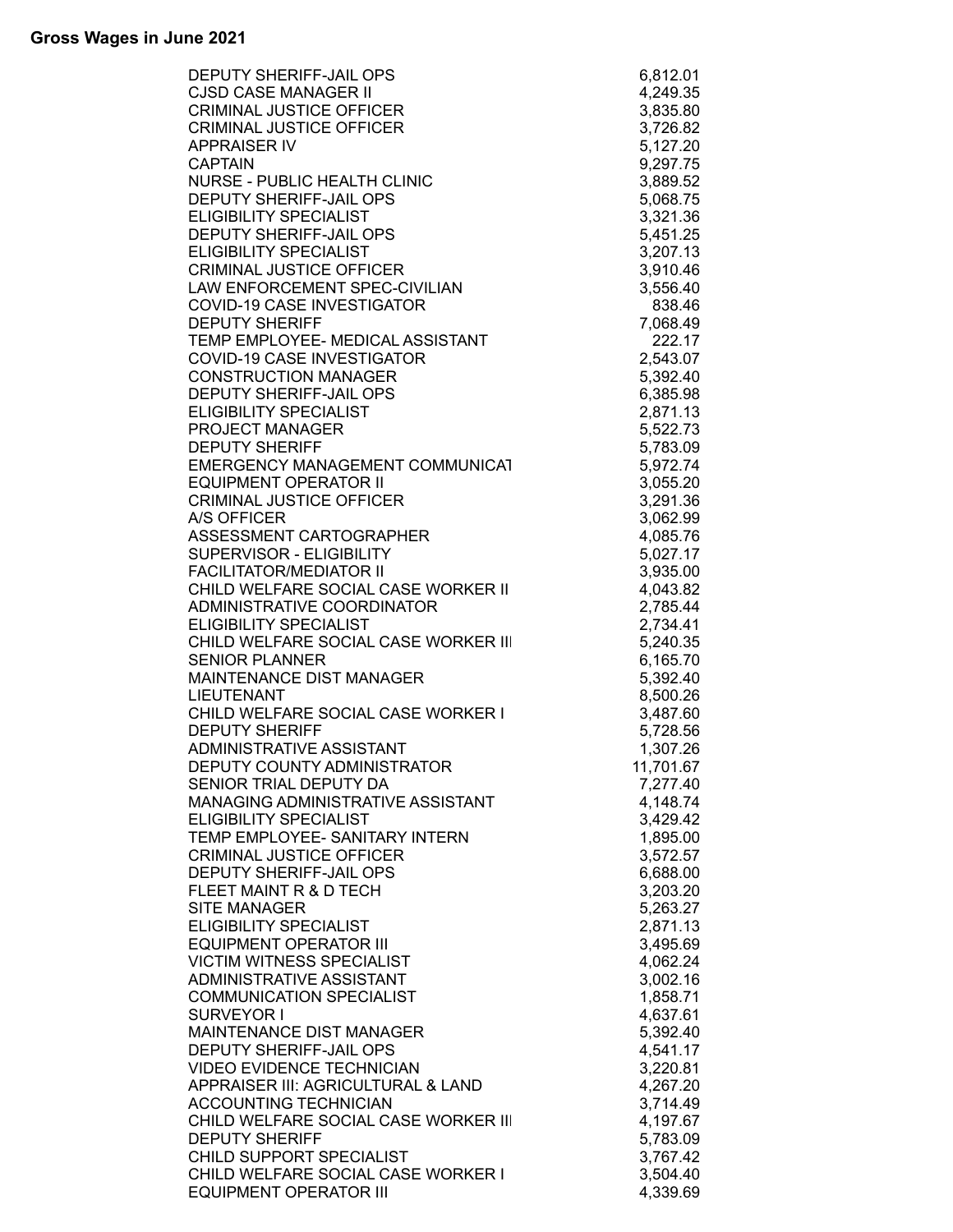**Gross Wages in June 2021**

| | |
|---|---|
| DEPUTY SHERIFF-JAIL OPS | 6,812.01 |
| CJSD CASE MANAGER II | 4,249.35 |
| CRIMINAL JUSTICE OFFICER | 3,835.80 |
| CRIMINAL JUSTICE OFFICER | 3,726.82 |
| APPRAISER IV | 5,127.20 |
| CAPTAIN | 9,297.75 |
| NURSE - PUBLIC HEALTH CLINIC | 3,889.52 |
| DEPUTY SHERIFF-JAIL OPS | 5,068.75 |
| ELIGIBILITY SPECIALIST | 3,321.36 |
| DEPUTY SHERIFF-JAIL OPS | 5,451.25 |
| ELIGIBILITY SPECIALIST | 3,207.13 |
| CRIMINAL JUSTICE OFFICER | 3,910.46 |
| LAW ENFORCEMENT SPEC-CIVILIAN | 3,556.40 |
| COVID-19 CASE INVESTIGATOR | 838.46 |
| DEPUTY SHERIFF | 7,068.49 |
| TEMP EMPLOYEE- MEDICAL ASSISTANT | 222.17 |
| COVID-19 CASE INVESTIGATOR | 2,543.07 |
| CONSTRUCTION MANAGER | 5,392.40 |
| DEPUTY SHERIFF-JAIL OPS | 6,385.98 |
| ELIGIBILITY SPECIALIST | 2,871.13 |
| PROJECT MANAGER | 5,522.73 |
| DEPUTY SHERIFF | 5,783.09 |
| EMERGENCY MANAGEMENT COMMUNICAT | 5,972.74 |
| EQUIPMENT OPERATOR II | 3,055.20 |
| CRIMINAL JUSTICE OFFICER | 3,291.36 |
| A/S OFFICER | 3,062.99 |
| ASSESSMENT CARTOGRAPHER | 4,085.76 |
| SUPERVISOR - ELIGIBILITY | 5,027.17 |
| FACILITATOR/MEDIATOR II | 3,935.00 |
| CHILD WELFARE SOCIAL CASE WORKER II | 4,043.82 |
| ADMINISTRATIVE COORDINATOR | 2,785.44 |
| ELIGIBILITY SPECIALIST | 2,734.41 |
| CHILD WELFARE SOCIAL CASE WORKER III | 5,240.35 |
| SENIOR PLANNER | 6,165.70 |
| MAINTENANCE DIST MANAGER | 5,392.40 |
| LIEUTENANT | 8,500.26 |
| CHILD WELFARE SOCIAL CASE WORKER I | 3,487.60 |
| DEPUTY SHERIFF | 5,728.56 |
| ADMINISTRATIVE ASSISTANT | 1,307.26 |
| DEPUTY COUNTY ADMINISTRATOR | 11,701.67 |
| SENIOR TRIAL DEPUTY DA | 7,277.40 |
| MANAGING ADMINISTRATIVE ASSISTANT | 4,148.74 |
| ELIGIBILITY SPECIALIST | 3,429.42 |
| TEMP EMPLOYEE- SANITARY INTERN | 1,895.00 |
| CRIMINAL JUSTICE OFFICER | 3,572.57 |
| DEPUTY SHERIFF-JAIL OPS | 6,688.00 |
| FLEET MAINT R & D TECH | 3,203.20 |
| SITE MANAGER | 5,263.27 |
| ELIGIBILITY SPECIALIST | 2,871.13 |
| EQUIPMENT OPERATOR III | 3,495.69 |
| VICTIM WITNESS SPECIALIST | 4,062.24 |
| ADMINISTRATIVE ASSISTANT | 3,002.16 |
| COMMUNICATION SPECIALIST | 1,858.71 |
| SURVEYOR I | 4,637.61 |
| MAINTENANCE DIST MANAGER | 5,392.40 |
| DEPUTY SHERIFF-JAIL OPS | 4,541.17 |
| VIDEO EVIDENCE TECHNICIAN | 3,220.81 |
| APPRAISER III: AGRICULTURAL & LAND | 4,267.20 |
| ACCOUNTING TECHNICIAN | 3,714.49 |
| CHILD WELFARE SOCIAL CASE WORKER III | 4,197.67 |
| DEPUTY SHERIFF | 5,783.09 |
| CHILD SUPPORT SPECIALIST | 3,767.42 |
| CHILD WELFARE SOCIAL CASE WORKER I | 3,504.40 |
| EQUIPMENT OPERATOR III | 4,339.69 |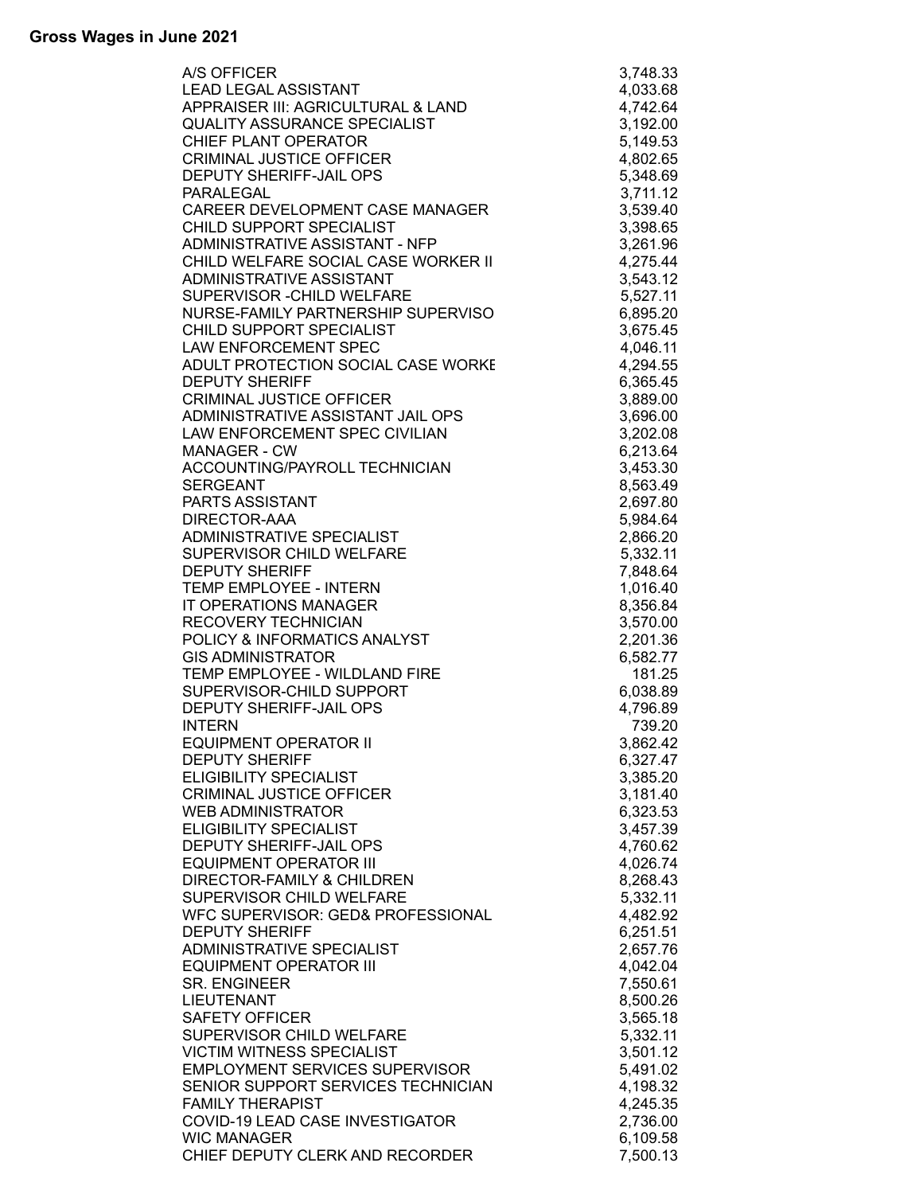## Gross Wages in June 2021

| Position | Gross Wages |
|---|---|
| A/S OFFICER | 3,748.33 |
| LEAD LEGAL ASSISTANT | 4,033.68 |
| APPRAISER III: AGRICULTURAL & LAND | 4,742.64 |
| QUALITY ASSURANCE SPECIALIST | 3,192.00 |
| CHIEF PLANT OPERATOR | 5,149.53 |
| CRIMINAL JUSTICE OFFICER | 4,802.65 |
| DEPUTY SHERIFF-JAIL OPS | 5,348.69 |
| PARALEGAL | 3,711.12 |
| CAREER DEVELOPMENT CASE MANAGER | 3,539.40 |
| CHILD SUPPORT SPECIALIST | 3,398.65 |
| ADMINISTRATIVE ASSISTANT - NFP | 3,261.96 |
| CHILD WELFARE SOCIAL CASE WORKER II | 4,275.44 |
| ADMINISTRATIVE ASSISTANT | 3,543.12 |
| SUPERVISOR -CHILD WELFARE | 5,527.11 |
| NURSE-FAMILY PARTNERSHIP SUPERVISO | 6,895.20 |
| CHILD SUPPORT SPECIALIST | 3,675.45 |
| LAW ENFORCEMENT SPEC | 4,046.11 |
| ADULT PROTECTION SOCIAL CASE WORKE | 4,294.55 |
| DEPUTY SHERIFF | 6,365.45 |
| CRIMINAL JUSTICE OFFICER | 3,889.00 |
| ADMINISTRATIVE ASSISTANT JAIL OPS | 3,696.00 |
| LAW ENFORCEMENT SPEC CIVILIAN | 3,202.08 |
| MANAGER - CW | 6,213.64 |
| ACCOUNTING/PAYROLL TECHNICIAN | 3,453.30 |
| SERGEANT | 8,563.49 |
| PARTS ASSISTANT | 2,697.80 |
| DIRECTOR-AAA | 5,984.64 |
| ADMINISTRATIVE SPECIALIST | 2,866.20 |
| SUPERVISOR CHILD WELFARE | 5,332.11 |
| DEPUTY SHERIFF | 7,848.64 |
| TEMP EMPLOYEE - INTERN | 1,016.40 |
| IT OPERATIONS MANAGER | 8,356.84 |
| RECOVERY TECHNICIAN | 3,570.00 |
| POLICY & INFORMATICS ANALYST | 2,201.36 |
| GIS ADMINISTRATOR | 6,582.77 |
| TEMP EMPLOYEE - WILDLAND FIRE | 181.25 |
| SUPERVISOR-CHILD SUPPORT | 6,038.89 |
| DEPUTY SHERIFF-JAIL OPS | 4,796.89 |
| INTERN | 739.20 |
| EQUIPMENT OPERATOR II | 3,862.42 |
| DEPUTY SHERIFF | 6,327.47 |
| ELIGIBILITY SPECIALIST | 3,385.20 |
| CRIMINAL JUSTICE OFFICER | 3,181.40 |
| WEB ADMINISTRATOR | 6,323.53 |
| ELIGIBILITY SPECIALIST | 3,457.39 |
| DEPUTY SHERIFF-JAIL OPS | 4,760.62 |
| EQUIPMENT OPERATOR III | 4,026.74 |
| DIRECTOR-FAMILY & CHILDREN | 8,268.43 |
| SUPERVISOR CHILD WELFARE | 5,332.11 |
| WFC SUPERVISOR: GED& PROFESSIONAL | 4,482.92 |
| DEPUTY SHERIFF | 6,251.51 |
| ADMINISTRATIVE SPECIALIST | 2,657.76 |
| EQUIPMENT OPERATOR III | 4,042.04 |
| SR. ENGINEER | 7,550.61 |
| LIEUTENANT | 8,500.26 |
| SAFETY OFFICER | 3,565.18 |
| SUPERVISOR CHILD WELFARE | 5,332.11 |
| VICTIM WITNESS SPECIALIST | 3,501.12 |
| EMPLOYMENT SERVICES SUPERVISOR | 5,491.02 |
| SENIOR SUPPORT SERVICES TECHNICIAN | 4,198.32 |
| FAMILY THERAPIST | 4,245.35 |
| COVID-19 LEAD CASE INVESTIGATOR | 2,736.00 |
| WIC MANAGER | 6,109.58 |
| CHIEF DEPUTY CLERK AND RECORDER | 7,500.13 |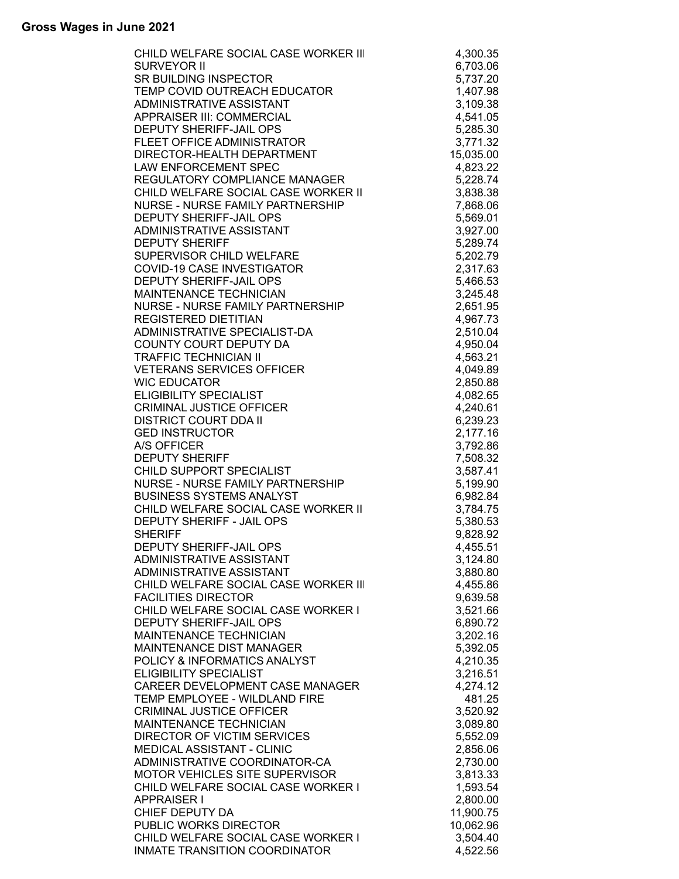**Gross Wages in June 2021**

| Position | Gross Wages |
|---|---|
| CHILD WELFARE SOCIAL CASE WORKER III | 4,300.35 |
| SURVEYOR II | 6,703.06 |
| SR BUILDING INSPECTOR | 5,737.20 |
| TEMP COVID OUTREACH EDUCATOR | 1,407.98 |
| ADMINISTRATIVE ASSISTANT | 3,109.38 |
| APPRAISER III: COMMERCIAL | 4,541.05 |
| DEPUTY SHERIFF-JAIL OPS | 5,285.30 |
| FLEET OFFICE ADMINISTRATOR | 3,771.32 |
| DIRECTOR-HEALTH DEPARTMENT | 15,035.00 |
| LAW ENFORCEMENT SPEC | 4,823.22 |
| REGULATORY COMPLIANCE MANAGER | 5,228.74 |
| CHILD WELFARE SOCIAL CASE WORKER II | 3,838.38 |
| NURSE - NURSE FAMILY PARTNERSHIP | 7,868.06 |
| DEPUTY SHERIFF-JAIL OPS | 5,569.01 |
| ADMINISTRATIVE ASSISTANT | 3,927.00 |
| DEPUTY SHERIFF | 5,289.74 |
| SUPERVISOR CHILD WELFARE | 5,202.79 |
| COVID-19 CASE INVESTIGATOR | 2,317.63 |
| DEPUTY SHERIFF-JAIL OPS | 5,466.53 |
| MAINTENANCE TECHNICIAN | 3,245.48 |
| NURSE - NURSE FAMILY PARTNERSHIP | 2,651.95 |
| REGISTERED DIETITIAN | 4,967.73 |
| ADMINISTRATIVE SPECIALIST-DA | 2,510.04 |
| COUNTY COURT DEPUTY DA | 4,950.04 |
| TRAFFIC TECHNICIAN II | 4,563.21 |
| VETERANS SERVICES OFFICER | 4,049.89 |
| WIC EDUCATOR | 2,850.88 |
| ELIGIBILITY SPECIALIST | 4,082.65 |
| CRIMINAL JUSTICE OFFICER | 4,240.61 |
| DISTRICT COURT DDA II | 6,239.23 |
| GED INSTRUCTOR | 2,177.16 |
| A/S OFFICER | 3,792.86 |
| DEPUTY SHERIFF | 7,508.32 |
| CHILD SUPPORT SPECIALIST | 3,587.41 |
| NURSE - NURSE FAMILY PARTNERSHIP | 5,199.90 |
| BUSINESS SYSTEMS ANALYST | 6,982.84 |
| CHILD WELFARE SOCIAL CASE WORKER II | 3,784.75 |
| DEPUTY SHERIFF - JAIL OPS | 5,380.53 |
| SHERIFF | 9,828.92 |
| DEPUTY SHERIFF-JAIL OPS | 4,455.51 |
| ADMINISTRATIVE ASSISTANT | 3,124.80 |
| ADMINISTRATIVE ASSISTANT | 3,880.80 |
| CHILD WELFARE SOCIAL CASE WORKER III | 4,455.86 |
| FACILITIES DIRECTOR | 9,639.58 |
| CHILD WELFARE SOCIAL CASE WORKER I | 3,521.66 |
| DEPUTY SHERIFF-JAIL OPS | 6,890.72 |
| MAINTENANCE TECHNICIAN | 3,202.16 |
| MAINTENANCE DIST MANAGER | 5,392.05 |
| POLICY & INFORMATICS ANALYST | 4,210.35 |
| ELIGIBILITY SPECIALIST | 3,216.51 |
| CAREER DEVELOPMENT CASE MANAGER | 4,274.12 |
| TEMP EMPLOYEE - WILDLAND FIRE | 481.25 |
| CRIMINAL JUSTICE OFFICER | 3,520.92 |
| MAINTENANCE TECHNICIAN | 3,089.80 |
| DIRECTOR OF VICTIM SERVICES | 5,552.09 |
| MEDICAL ASSISTANT - CLINIC | 2,856.06 |
| ADMINISTRATIVE COORDINATOR-CA | 2,730.00 |
| MOTOR VEHICLES SITE SUPERVISOR | 3,813.33 |
| CHILD WELFARE SOCIAL CASE WORKER I | 1,593.54 |
| APPRAISER I | 2,800.00 |
| CHIEF DEPUTY DA | 11,900.75 |
| PUBLIC WORKS DIRECTOR | 10,062.96 |
| CHILD WELFARE SOCIAL CASE WORKER I | 3,504.40 |
| INMATE TRANSITION COORDINATOR | 4,522.56 |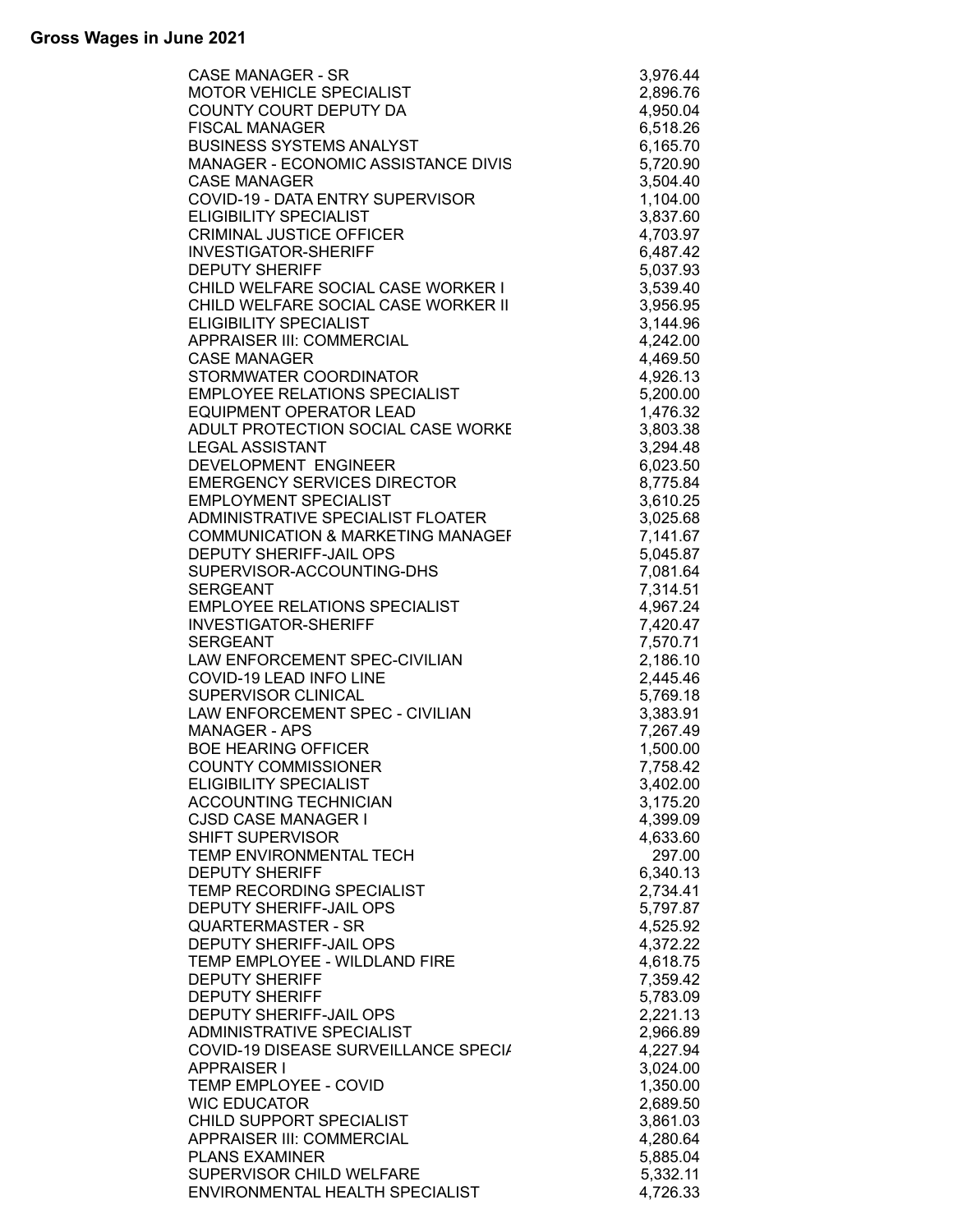**Gross Wages in June 2021**

| | |
|---|---|
| CASE MANAGER - SR | 3,976.44 |
| MOTOR VEHICLE SPECIALIST | 2,896.76 |
| COUNTY COURT DEPUTY DA | 4,950.04 |
| FISCAL MANAGER | 6,518.26 |
| BUSINESS SYSTEMS ANALYST | 6,165.70 |
| MANAGER - ECONOMIC ASSISTANCE DIVIS | 5,720.90 |
| CASE MANAGER | 3,504.40 |
| COVID-19 - DATA ENTRY SUPERVISOR | 1,104.00 |
| ELIGIBILITY SPECIALIST | 3,837.60 |
| CRIMINAL JUSTICE OFFICER | 4,703.97 |
| INVESTIGATOR-SHERIFF | 6,487.42 |
| DEPUTY SHERIFF | 5,037.93 |
| CHILD WELFARE SOCIAL CASE WORKER I | 3,539.40 |
| CHILD WELFARE SOCIAL CASE WORKER II | 3,956.95 |
| ELIGIBILITY SPECIALIST | 3,144.96 |
| APPRAISER III: COMMERCIAL | 4,242.00 |
| CASE MANAGER | 4,469.50 |
| STORMWATER COORDINATOR | 4,926.13 |
| EMPLOYEE RELATIONS SPECIALIST | 5,200.00 |
| EQUIPMENT OPERATOR LEAD | 1,476.32 |
| ADULT PROTECTION SOCIAL CASE WORKE | 3,803.38 |
| LEGAL ASSISTANT | 3,294.48 |
| DEVELOPMENT ENGINEER | 6,023.50 |
| EMERGENCY SERVICES DIRECTOR | 8,775.84 |
| EMPLOYMENT SPECIALIST | 3,610.25 |
| ADMINISTRATIVE SPECIALIST FLOATER | 3,025.68 |
| COMMUNICATION & MARKETING MANAGEI | 7,141.67 |
| DEPUTY SHERIFF-JAIL OPS | 5,045.87 |
| SUPERVISOR-ACCOUNTING-DHS | 7,081.64 |
| SERGEANT | 7,314.51 |
| EMPLOYEE RELATIONS SPECIALIST | 4,967.24 |
| INVESTIGATOR-SHERIFF | 7,420.47 |
| SERGEANT | 7,570.71 |
| LAW ENFORCEMENT SPEC-CIVILIAN | 2,186.10 |
| COVID-19 LEAD INFO LINE | 2,445.46 |
| SUPERVISOR CLINICAL | 5,769.18 |
| LAW ENFORCEMENT SPEC - CIVILIAN | 3,383.91 |
| MANAGER - APS | 7,267.49 |
| BOE HEARING OFFICER | 1,500.00 |
| COUNTY COMMISSIONER | 7,758.42 |
| ELIGIBILITY SPECIALIST | 3,402.00 |
| ACCOUNTING TECHNICIAN | 3,175.20 |
| CJSD CASE MANAGER I | 4,399.09 |
| SHIFT SUPERVISOR | 4,633.60 |
| TEMP ENVIRONMENTAL TECH | 297.00 |
| DEPUTY SHERIFF | 6,340.13 |
| TEMP RECORDING SPECIALIST | 2,734.41 |
| DEPUTY SHERIFF-JAIL OPS | 5,797.87 |
| QUARTERMASTER - SR | 4,525.92 |
| DEPUTY SHERIFF-JAIL OPS | 4,372.22 |
| TEMP EMPLOYEE - WILDLAND FIRE | 4,618.75 |
| DEPUTY SHERIFF | 7,359.42 |
| DEPUTY SHERIFF | 5,783.09 |
| DEPUTY SHERIFF-JAIL OPS | 2,221.13 |
| ADMINISTRATIVE SPECIALIST | 2,966.89 |
| COVID-19 DISEASE SURVEILLANCE SPECIA | 4,227.94 |
| APPRAISER I | 3,024.00 |
| TEMP EMPLOYEE - COVID | 1,350.00 |
| WIC EDUCATOR | 2,689.50 |
| CHILD SUPPORT SPECIALIST | 3,861.03 |
| APPRAISER III: COMMERCIAL | 4,280.64 |
| PLANS EXAMINER | 5,885.04 |
| SUPERVISOR CHILD WELFARE | 5,332.11 |
| ENVIRONMENTAL HEALTH SPECIALIST | 4,726.33 |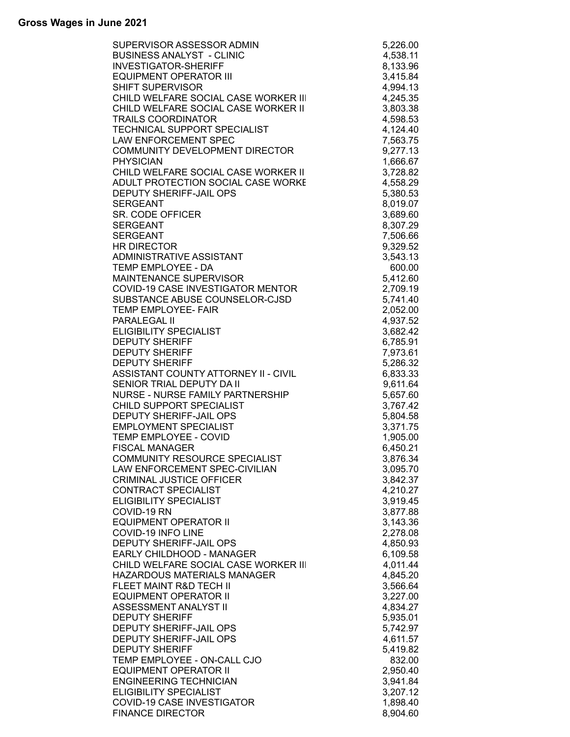**Gross Wages in June 2021**

| | |
|---|---|
| SUPERVISOR ASSESSOR ADMIN | 5,226.00 |
| BUSINESS ANALYST - CLINIC | 4,538.11 |
| INVESTIGATOR-SHERIFF | 8,133.96 |
| EQUIPMENT OPERATOR III | 3,415.84 |
| SHIFT SUPERVISOR | 4,994.13 |
| CHILD WELFARE SOCIAL CASE WORKER III | 4,245.35 |
| CHILD WELFARE SOCIAL CASE WORKER II | 3,803.38 |
| TRAILS COORDINATOR | 4,598.53 |
| TECHNICAL SUPPORT SPECIALIST | 4,124.40 |
| LAW ENFORCEMENT SPEC | 7,563.75 |
| COMMUNITY DEVELOPMENT DIRECTOR | 9,277.13 |
| PHYSICIAN | 1,666.67 |
| CHILD WELFARE SOCIAL CASE WORKER II | 3,728.82 |
| ADULT PROTECTION SOCIAL CASE WORKE | 4,558.29 |
| DEPUTY SHERIFF-JAIL OPS | 5,380.53 |
| SERGEANT | 8,019.07 |
| SR. CODE OFFICER | 3,689.60 |
| SERGEANT | 8,307.29 |
| SERGEANT | 7,506.66 |
| HR DIRECTOR | 9,329.52 |
| ADMINISTRATIVE ASSISTANT | 3,543.13 |
| TEMP EMPLOYEE - DA | 600.00 |
| MAINTENANCE SUPERVISOR | 5,412.60 |
| COVID-19 CASE INVESTIGATOR MENTOR | 2,709.19 |
| SUBSTANCE ABUSE COUNSELOR-CJSD | 5,741.40 |
| TEMP EMPLOYEE- FAIR | 2,052.00 |
| PARALEGAL II | 4,937.52 |
| ELIGIBILITY SPECIALIST | 3,682.42 |
| DEPUTY SHERIFF | 6,785.91 |
| DEPUTY SHERIFF | 7,973.61 |
| DEPUTY SHERIFF | 5,286.32 |
| ASSISTANT COUNTY ATTORNEY II - CIVIL | 6,833.33 |
| SENIOR TRIAL DEPUTY DA II | 9,611.64 |
| NURSE - NURSE FAMILY PARTNERSHIP | 5,657.60 |
| CHILD SUPPORT SPECIALIST | 3,767.42 |
| DEPUTY SHERIFF-JAIL OPS | 5,804.58 |
| EMPLOYMENT SPECIALIST | 3,371.75 |
| TEMP EMPLOYEE - COVID | 1,905.00 |
| FISCAL MANAGER | 6,450.21 |
| COMMUNITY RESOURCE SPECIALIST | 3,876.34 |
| LAW ENFORCEMENT SPEC-CIVILIAN | 3,095.70 |
| CRIMINAL JUSTICE OFFICER | 3,842.37 |
| CONTRACT SPECIALIST | 4,210.27 |
| ELIGIBILITY SPECIALIST | 3,919.45 |
| COVID-19 RN | 3,877.88 |
| EQUIPMENT OPERATOR II | 3,143.36 |
| COVID-19 INFO LINE | 2,278.08 |
| DEPUTY SHERIFF-JAIL OPS | 4,850.93 |
| EARLY CHILDHOOD - MANAGER | 6,109.58 |
| CHILD WELFARE SOCIAL CASE WORKER III | 4,011.44 |
| HAZARDOUS MATERIALS MANAGER | 4,845.20 |
| FLEET MAINT R&D TECH II | 3,566.64 |
| EQUIPMENT OPERATOR II | 3,227.00 |
| ASSESSMENT ANALYST II | 4,834.27 |
| DEPUTY SHERIFF | 5,935.01 |
| DEPUTY SHERIFF-JAIL OPS | 5,742.97 |
| DEPUTY SHERIFF-JAIL OPS | 4,611.57 |
| DEPUTY SHERIFF | 5,419.82 |
| TEMP EMPLOYEE - ON-CALL CJO | 832.00 |
| EQUIPMENT OPERATOR II | 2,950.40 |
| ENGINEERING TECHNICIAN | 3,941.84 |
| ELIGIBILITY SPECIALIST | 3,207.12 |
| COVID-19 CASE INVESTIGATOR | 1,898.40 |
| FINANCE DIRECTOR | 8,904.60 |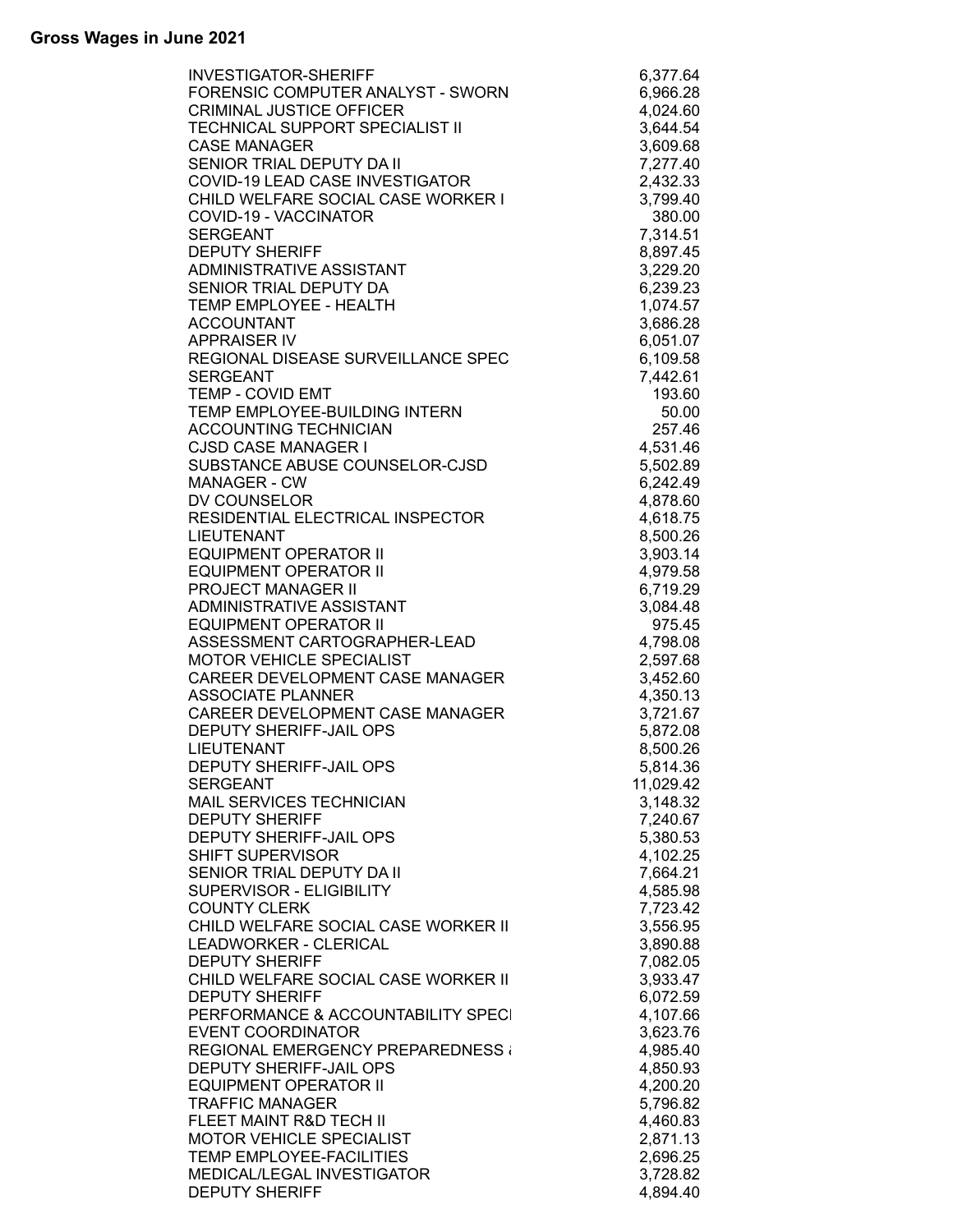**Gross Wages in June 2021**

| | |
|---|---|
| INVESTIGATOR-SHERIFF | 6,377.64 |
| FORENSIC COMPUTER ANALYST - SWORN | 6,966.28 |
| CRIMINAL JUSTICE OFFICER | 4,024.60 |
| TECHNICAL SUPPORT SPECIALIST II | 3,644.54 |
| CASE MANAGER | 3,609.68 |
| SENIOR TRIAL DEPUTY DA II | 7,277.40 |
| COVID-19 LEAD CASE INVESTIGATOR | 2,432.33 |
| CHILD WELFARE SOCIAL CASE WORKER I | 3,799.40 |
| COVID-19 - VACCINATOR | 380.00 |
| SERGEANT | 7,314.51 |
| DEPUTY SHERIFF | 8,897.45 |
| ADMINISTRATIVE ASSISTANT | 3,229.20 |
| SENIOR TRIAL DEPUTY DA | 6,239.23 |
| TEMP EMPLOYEE - HEALTH | 1,074.57 |
| ACCOUNTANT | 3,686.28 |
| APPRAISER IV | 6,051.07 |
| REGIONAL DISEASE SURVEILLANCE SPEC | 6,109.58 |
| SERGEANT | 7,442.61 |
| TEMP - COVID EMT | 193.60 |
| TEMP EMPLOYEE-BUILDING INTERN | 50.00 |
| ACCOUNTING TECHNICIAN | 257.46 |
| CJSD CASE MANAGER I | 4,531.46 |
| SUBSTANCE ABUSE COUNSELOR-CJSD | 5,502.89 |
| MANAGER - CW | 6,242.49 |
| DV COUNSELOR | 4,878.60 |
| RESIDENTIAL ELECTRICAL INSPECTOR | 4,618.75 |
| LIEUTENANT | 8,500.26 |
| EQUIPMENT OPERATOR II | 3,903.14 |
| EQUIPMENT OPERATOR II | 4,979.58 |
| PROJECT MANAGER II | 6,719.29 |
| ADMINISTRATIVE ASSISTANT | 3,084.48 |
| EQUIPMENT OPERATOR II | 975.45 |
| ASSESSMENT CARTOGRAPHER-LEAD | 4,798.08 |
| MOTOR VEHICLE SPECIALIST | 2,597.68 |
| CAREER DEVELOPMENT CASE MANAGER | 3,452.60 |
| ASSOCIATE PLANNER | 4,350.13 |
| CAREER DEVELOPMENT CASE MANAGER | 3,721.67 |
| DEPUTY SHERIFF-JAIL OPS | 5,872.08 |
| LIEUTENANT | 8,500.26 |
| DEPUTY SHERIFF-JAIL OPS | 5,814.36 |
| SERGEANT | 11,029.42 |
| MAIL SERVICES TECHNICIAN | 3,148.32 |
| DEPUTY SHERIFF | 7,240.67 |
| DEPUTY SHERIFF-JAIL OPS | 5,380.53 |
| SHIFT SUPERVISOR | 4,102.25 |
| SENIOR TRIAL DEPUTY DA II | 7,664.21 |
| SUPERVISOR - ELIGIBILITY | 4,585.98 |
| COUNTY CLERK | 7,723.42 |
| CHILD WELFARE SOCIAL CASE WORKER II | 3,556.95 |
| LEADWORKER - CLERICAL | 3,890.88 |
| DEPUTY SHERIFF | 7,082.05 |
| CHILD WELFARE SOCIAL CASE WORKER II | 3,933.47 |
| DEPUTY SHERIFF | 6,072.59 |
| PERFORMANCE & ACCOUNTABILITY SPECI | 4,107.66 |
| EVENT COORDINATOR | 3,623.76 |
| REGIONAL EMERGENCY PREPAREDNESS & | 4,985.40 |
| DEPUTY SHERIFF-JAIL OPS | 4,850.93 |
| EQUIPMENT OPERATOR II | 4,200.20 |
| TRAFFIC MANAGER | 5,796.82 |
| FLEET MAINT R&D TECH II | 4,460.83 |
| MOTOR VEHICLE SPECIALIST | 2,871.13 |
| TEMP EMPLOYEE-FACILITIES | 2,696.25 |
| MEDICAL/LEGAL INVESTIGATOR | 3,728.82 |
| DEPUTY SHERIFF | 4,894.40 |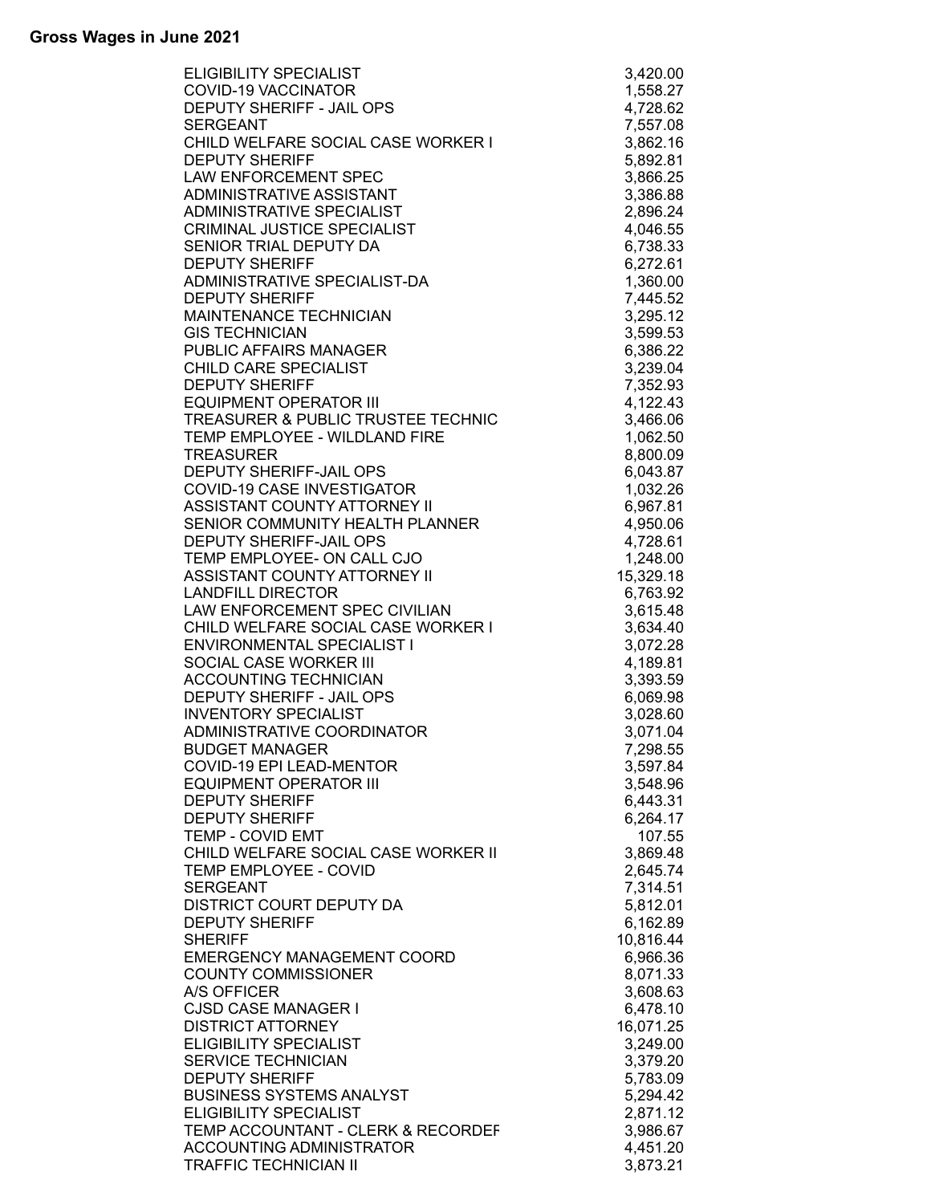**Gross Wages in June 2021**

| | |
|---|---|
| ELIGIBILITY SPECIALIST | 3,420.00 |
| COVID-19 VACCINATOR | 1,558.27 |
| DEPUTY SHERIFF - JAIL OPS | 4,728.62 |
| SERGEANT | 7,557.08 |
| CHILD WELFARE SOCIAL CASE WORKER I | 3,862.16 |
| DEPUTY SHERIFF | 5,892.81 |
| LAW ENFORCEMENT SPEC | 3,866.25 |
| ADMINISTRATIVE ASSISTANT | 3,386.88 |
| ADMINISTRATIVE SPECIALIST | 2,896.24 |
| CRIMINAL JUSTICE SPECIALIST | 4,046.55 |
| SENIOR TRIAL DEPUTY DA | 6,738.33 |
| DEPUTY SHERIFF | 6,272.61 |
| ADMINISTRATIVE SPECIALIST-DA | 1,360.00 |
| DEPUTY SHERIFF | 7,445.52 |
| MAINTENANCE TECHNICIAN | 3,295.12 |
| GIS TECHNICIAN | 3,599.53 |
| PUBLIC AFFAIRS MANAGER | 6,386.22 |
| CHILD CARE SPECIALIST | 3,239.04 |
| DEPUTY SHERIFF | 7,352.93 |
| EQUIPMENT OPERATOR III | 4,122.43 |
| TREASURER & PUBLIC TRUSTEE TECHNIC | 3,466.06 |
| TEMP EMPLOYEE - WILDLAND FIRE | 1,062.50 |
| TREASURER | 8,800.09 |
| DEPUTY SHERIFF-JAIL OPS | 6,043.87 |
| COVID-19 CASE INVESTIGATOR | 1,032.26 |
| ASSISTANT COUNTY ATTORNEY II | 6,967.81 |
| SENIOR COMMUNITY HEALTH PLANNER | 4,950.06 |
| DEPUTY SHERIFF-JAIL OPS | 4,728.61 |
| TEMP EMPLOYEE- ON CALL CJO | 1,248.00 |
| ASSISTANT COUNTY ATTORNEY II | 15,329.18 |
| LANDFILL DIRECTOR | 6,763.92 |
| LAW ENFORCEMENT SPEC CIVILIAN | 3,615.48 |
| CHILD WELFARE SOCIAL CASE WORKER I | 3,634.40 |
| ENVIRONMENTAL SPECIALIST I | 3,072.28 |
| SOCIAL CASE WORKER III | 4,189.81 |
| ACCOUNTING TECHNICIAN | 3,393.59 |
| DEPUTY SHERIFF - JAIL OPS | 6,069.98 |
| INVENTORY SPECIALIST | 3,028.60 |
| ADMINISTRATIVE COORDINATOR | 3,071.04 |
| BUDGET MANAGER | 7,298.55 |
| COVID-19 EPI LEAD-MENTOR | 3,597.84 |
| EQUIPMENT OPERATOR III | 3,548.96 |
| DEPUTY SHERIFF | 6,443.31 |
| DEPUTY SHERIFF | 6,264.17 |
| TEMP - COVID EMT | 107.55 |
| CHILD WELFARE SOCIAL CASE WORKER II | 3,869.48 |
| TEMP EMPLOYEE - COVID | 2,645.74 |
| SERGEANT | 7,314.51 |
| DISTRICT COURT DEPUTY DA | 5,812.01 |
| DEPUTY SHERIFF | 6,162.89 |
| SHERIFF | 10,816.44 |
| EMERGENCY MANAGEMENT COORD | 6,966.36 |
| COUNTY COMMISSIONER | 8,071.33 |
| A/S OFFICER | 3,608.63 |
| CJSD CASE MANAGER I | 6,478.10 |
| DISTRICT ATTORNEY | 16,071.25 |
| ELIGIBILITY SPECIALIST | 3,249.00 |
| SERVICE TECHNICIAN | 3,379.20 |
| DEPUTY SHERIFF | 5,783.09 |
| BUSINESS SYSTEMS ANALYST | 5,294.42 |
| ELIGIBILITY SPECIALIST | 2,871.12 |
| TEMP ACCOUNTANT - CLERK & RECORDEF | 3,986.67 |
| ACCOUNTING ADMINISTRATOR | 4,451.20 |
| TRAFFIC TECHNICIAN II | 3,873.21 |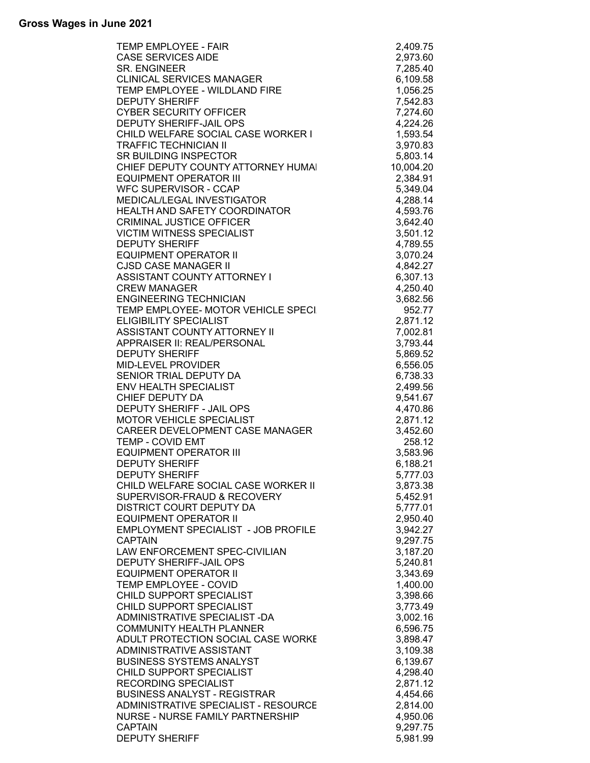**Gross Wages in June 2021**

| | |
|---|---|
| TEMP EMPLOYEE - FAIR | 2,409.75 |
| CASE SERVICES AIDE | 2,973.60 |
| SR. ENGINEER | 7,285.40 |
| CLINICAL SERVICES MANAGER | 6,109.58 |
| TEMP EMPLOYEE - WILDLAND FIRE | 1,056.25 |
| DEPUTY SHERIFF | 7,542.83 |
| CYBER SECURITY OFFICER | 7,274.60 |
| DEPUTY SHERIFF-JAIL OPS | 4,224.26 |
| CHILD WELFARE SOCIAL CASE WORKER I | 1,593.54 |
| TRAFFIC TECHNICIAN II | 3,970.83 |
| SR BUILDING INSPECTOR | 5,803.14 |
| CHIEF DEPUTY COUNTY ATTORNEY HUMAI | 10,004.20 |
| EQUIPMENT OPERATOR III | 2,384.91 |
| WFC SUPERVISOR - CCAP | 5,349.04 |
| MEDICAL/LEGAL INVESTIGATOR | 4,288.14 |
| HEALTH AND SAFETY COORDINATOR | 4,593.76 |
| CRIMINAL JUSTICE OFFICER | 3,642.40 |
| VICTIM WITNESS SPECIALIST | 3,501.12 |
| DEPUTY SHERIFF | 4,789.55 |
| EQUIPMENT OPERATOR II | 3,070.24 |
| CJSD CASE MANAGER II | 4,842.27 |
| ASSISTANT COUNTY ATTORNEY I | 6,307.13 |
| CREW MANAGER | 4,250.40 |
| ENGINEERING TECHNICIAN | 3,682.56 |
| TEMP EMPLOYEE- MOTOR VEHICLE SPECI | 952.77 |
| ELIGIBILITY SPECIALIST | 2,871.12 |
| ASSISTANT COUNTY ATTORNEY II | 7,002.81 |
| APPRAISER II: REAL/PERSONAL | 3,793.44 |
| DEPUTY SHERIFF | 5,869.52 |
| MID-LEVEL PROVIDER | 6,556.05 |
| SENIOR TRIAL DEPUTY DA | 6,738.33 |
| ENV HEALTH SPECIALIST | 2,499.56 |
| CHIEF DEPUTY DA | 9,541.67 |
| DEPUTY SHERIFF - JAIL OPS | 4,470.86 |
| MOTOR VEHICLE SPECIALIST | 2,871.12 |
| CAREER DEVELOPMENT CASE MANAGER | 3,452.60 |
| TEMP - COVID EMT | 258.12 |
| EQUIPMENT OPERATOR III | 3,583.96 |
| DEPUTY SHERIFF | 6,188.21 |
| DEPUTY SHERIFF | 5,777.03 |
| CHILD WELFARE SOCIAL CASE WORKER II | 3,873.38 |
| SUPERVISOR-FRAUD & RECOVERY | 5,452.91 |
| DISTRICT COURT DEPUTY DA | 5,777.01 |
| EQUIPMENT OPERATOR II | 2,950.40 |
| EMPLOYMENT SPECIALIST - JOB PROFILE | 3,942.27 |
| CAPTAIN | 9,297.75 |
| LAW ENFORCEMENT SPEC-CIVILIAN | 3,187.20 |
| DEPUTY SHERIFF-JAIL OPS | 5,240.81 |
| EQUIPMENT OPERATOR II | 3,343.69 |
| TEMP EMPLOYEE - COVID | 1,400.00 |
| CHILD SUPPORT SPECIALIST | 3,398.66 |
| CHILD SUPPORT SPECIALIST | 3,773.49 |
| ADMINISTRATIVE SPECIALIST -DA | 3,002.16 |
| COMMUNITY HEALTH PLANNER | 6,596.75 |
| ADULT PROTECTION SOCIAL CASE WORKE | 3,898.47 |
| ADMINISTRATIVE ASSISTANT | 3,109.38 |
| BUSINESS SYSTEMS ANALYST | 6,139.67 |
| CHILD SUPPORT SPECIALIST | 4,298.40 |
| RECORDING SPECIALIST | 2,871.12 |
| BUSINESS ANALYST - REGISTRAR | 4,454.66 |
| ADMINISTRATIVE SPECIALIST - RESOURCE | 2,814.00 |
| NURSE - NURSE FAMILY PARTNERSHIP | 4,950.06 |
| CAPTAIN | 9,297.75 |
| DEPUTY SHERIFF | 5,981.99 |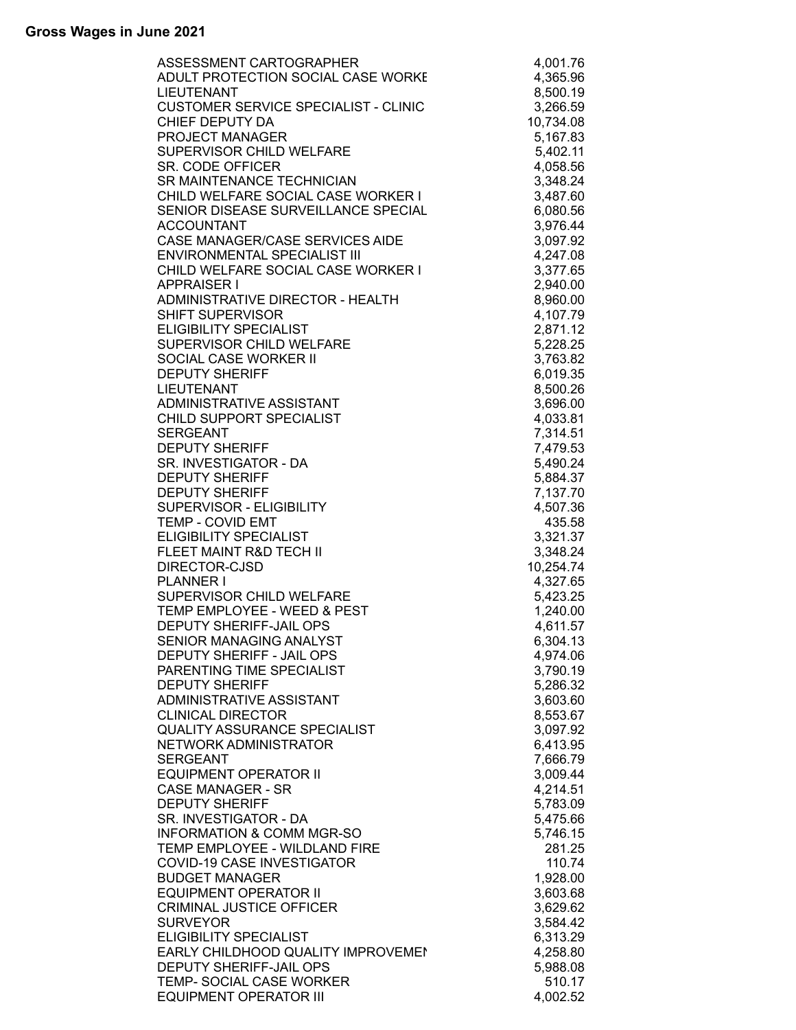**Gross Wages in June 2021**

| | |
|---|---|
| ASSESSMENT CARTOGRAPHER | 4,001.76 |
| ADULT PROTECTION SOCIAL CASE WORKE | 4,365.96 |
| LIEUTENANT | 8,500.19 |
| CUSTOMER SERVICE SPECIALIST - CLINIC | 3,266.59 |
| CHIEF DEPUTY DA | 10,734.08 |
| PROJECT MANAGER | 5,167.83 |
| SUPERVISOR CHILD WELFARE | 5,402.11 |
| SR. CODE OFFICER | 4,058.56 |
| SR MAINTENANCE TECHNICIAN | 3,348.24 |
| CHILD WELFARE SOCIAL CASE WORKER I | 3,487.60 |
| SENIOR DISEASE SURVEILLANCE SPECIAL | 6,080.56 |
| ACCOUNTANT | 3,976.44 |
| CASE MANAGER/CASE SERVICES AIDE | 3,097.92 |
| ENVIRONMENTAL SPECIALIST III | 4,247.08 |
| CHILD WELFARE SOCIAL CASE WORKER I | 3,377.65 |
| APPRAISER I | 2,940.00 |
| ADMINISTRATIVE DIRECTOR - HEALTH | 8,960.00 |
| SHIFT SUPERVISOR | 4,107.79 |
| ELIGIBILITY SPECIALIST | 2,871.12 |
| SUPERVISOR CHILD WELFARE | 5,228.25 |
| SOCIAL CASE WORKER II | 3,763.82 |
| DEPUTY SHERIFF | 6,019.35 |
| LIEUTENANT | 8,500.26 |
| ADMINISTRATIVE ASSISTANT | 3,696.00 |
| CHILD SUPPORT SPECIALIST | 4,033.81 |
| SERGEANT | 7,314.51 |
| DEPUTY SHERIFF | 7,479.53 |
| SR. INVESTIGATOR - DA | 5,490.24 |
| DEPUTY SHERIFF | 5,884.37 |
| DEPUTY SHERIFF | 7,137.70 |
| SUPERVISOR - ELIGIBILITY | 4,507.36 |
| TEMP - COVID EMT | 435.58 |
| ELIGIBILITY SPECIALIST | 3,321.37 |
| FLEET MAINT R&D TECH II | 3,348.24 |
| DIRECTOR-CJSD | 10,254.74 |
| PLANNER I | 4,327.65 |
| SUPERVISOR CHILD WELFARE | 5,423.25 |
| TEMP EMPLOYEE - WEED & PEST | 1,240.00 |
| DEPUTY SHERIFF-JAIL OPS | 4,611.57 |
| SENIOR MANAGING ANALYST | 6,304.13 |
| DEPUTY SHERIFF - JAIL OPS | 4,974.06 |
| PARENTING TIME SPECIALIST | 3,790.19 |
| DEPUTY SHERIFF | 5,286.32 |
| ADMINISTRATIVE ASSISTANT | 3,603.60 |
| CLINICAL DIRECTOR | 8,553.67 |
| QUALITY ASSURANCE SPECIALIST | 3,097.92 |
| NETWORK ADMINISTRATOR | 6,413.95 |
| SERGEANT | 7,666.79 |
| EQUIPMENT OPERATOR II | 3,009.44 |
| CASE MANAGER - SR | 4,214.51 |
| DEPUTY SHERIFF | 5,783.09 |
| SR. INVESTIGATOR - DA | 5,475.66 |
| INFORMATION & COMM MGR-SO | 5,746.15 |
| TEMP EMPLOYEE - WILDLAND FIRE | 281.25 |
| COVID-19 CASE INVESTIGATOR | 110.74 |
| BUDGET MANAGER | 1,928.00 |
| EQUIPMENT OPERATOR II | 3,603.68 |
| CRIMINAL JUSTICE OFFICER | 3,629.62 |
| SURVEYOR | 3,584.42 |
| ELIGIBILITY SPECIALIST | 6,313.29 |
| EARLY CHILDHOOD QUALITY IMPROVEMEI | 4,258.80 |
| DEPUTY SHERIFF-JAIL OPS | 5,988.08 |
| TEMP- SOCIAL CASE WORKER | 510.17 |
| EQUIPMENT OPERATOR III | 4,002.52 |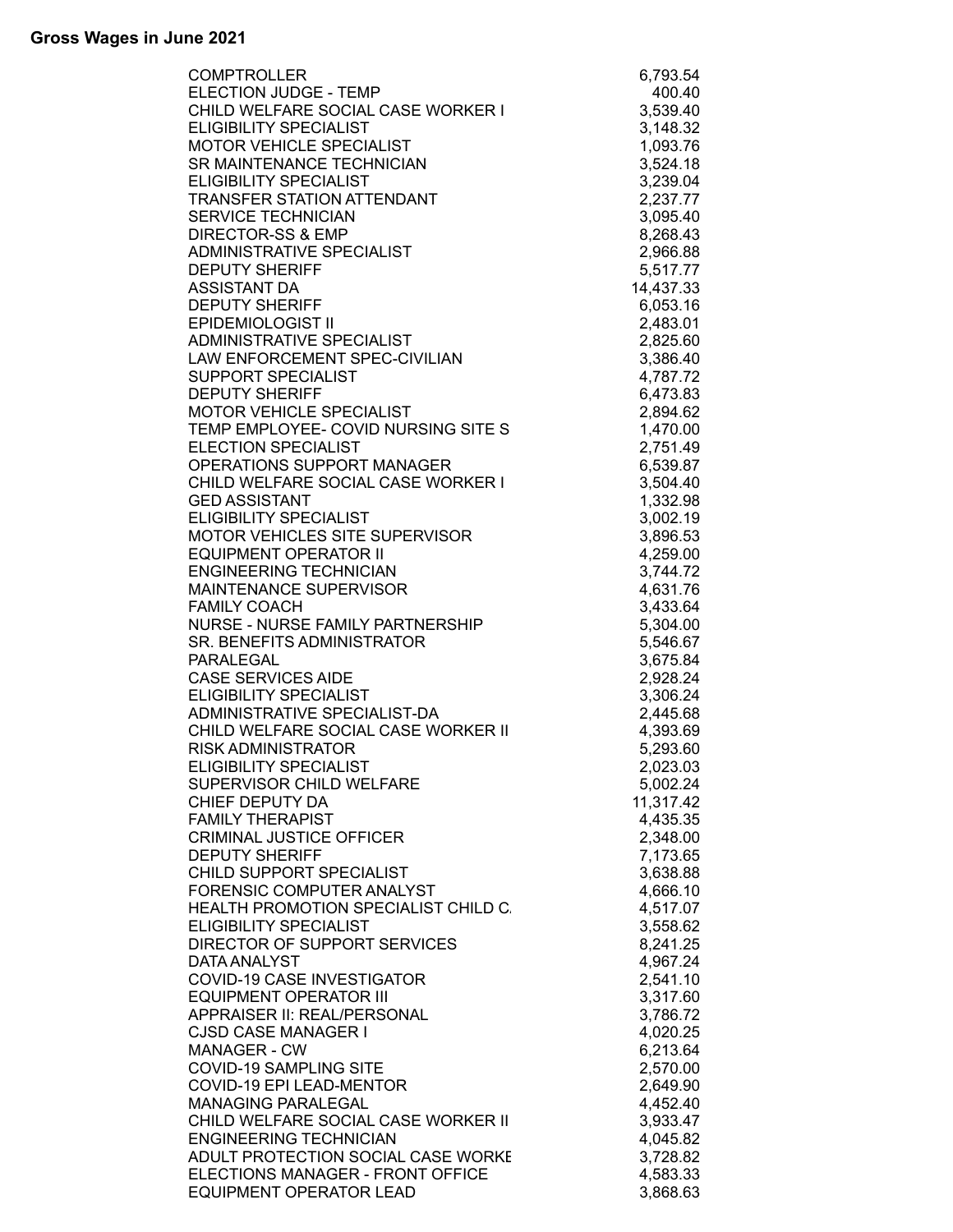## Gross Wages in June 2021

| | |
|---|---|
| COMPTROLLER | 6,793.54 |
| ELECTION JUDGE - TEMP | 400.40 |
| CHILD WELFARE SOCIAL CASE WORKER I | 3,539.40 |
| ELIGIBILITY SPECIALIST | 3,148.32 |
| MOTOR VEHICLE SPECIALIST | 1,093.76 |
| SR MAINTENANCE TECHNICIAN | 3,524.18 |
| ELIGIBILITY SPECIALIST | 3,239.04 |
| TRANSFER STATION ATTENDANT | 2,237.77 |
| SERVICE TECHNICIAN | 3,095.40 |
| DIRECTOR-SS & EMP | 8,268.43 |
| ADMINISTRATIVE SPECIALIST | 2,966.88 |
| DEPUTY SHERIFF | 5,517.77 |
| ASSISTANT DA | 14,437.33 |
| DEPUTY SHERIFF | 6,053.16 |
| EPIDEMIOLOGIST II | 2,483.01 |
| ADMINISTRATIVE SPECIALIST | 2,825.60 |
| LAW ENFORCEMENT SPEC-CIVILIAN | 3,386.40 |
| SUPPORT SPECIALIST | 4,787.72 |
| DEPUTY SHERIFF | 6,473.83 |
| MOTOR VEHICLE SPECIALIST | 2,894.62 |
| TEMP EMPLOYEE- COVID NURSING SITE S | 1,470.00 |
| ELECTION SPECIALIST | 2,751.49 |
| OPERATIONS SUPPORT MANAGER | 6,539.87 |
| CHILD WELFARE SOCIAL CASE WORKER I | 3,504.40 |
| GED ASSISTANT | 1,332.98 |
| ELIGIBILITY SPECIALIST | 3,002.19 |
| MOTOR VEHICLES SITE SUPERVISOR | 3,896.53 |
| EQUIPMENT OPERATOR II | 4,259.00 |
| ENGINEERING TECHNICIAN | 3,744.72 |
| MAINTENANCE SUPERVISOR | 4,631.76 |
| FAMILY COACH | 3,433.64 |
| NURSE - NURSE FAMILY PARTNERSHIP | 5,304.00 |
| SR. BENEFITS ADMINISTRATOR | 5,546.67 |
| PARALEGAL | 3,675.84 |
| CASE SERVICES AIDE | 2,928.24 |
| ELIGIBILITY SPECIALIST | 3,306.24 |
| ADMINISTRATIVE SPECIALIST-DA | 2,445.68 |
| CHILD WELFARE SOCIAL CASE WORKER II | 4,393.69 |
| RISK ADMINISTRATOR | 5,293.60 |
| ELIGIBILITY SPECIALIST | 2,023.03 |
| SUPERVISOR CHILD WELFARE | 5,002.24 |
| CHIEF DEPUTY DA | 11,317.42 |
| FAMILY THERAPIST | 4,435.35 |
| CRIMINAL JUSTICE OFFICER | 2,348.00 |
| DEPUTY SHERIFF | 7,173.65 |
| CHILD SUPPORT SPECIALIST | 3,638.88 |
| FORENSIC COMPUTER ANALYST | 4,666.10 |
| HEALTH PROMOTION SPECIALIST CHILD C. | 4,517.07 |
| ELIGIBILITY SPECIALIST | 3,558.62 |
| DIRECTOR OF SUPPORT SERVICES | 8,241.25 |
| DATA ANALYST | 4,967.24 |
| COVID-19 CASE INVESTIGATOR | 2,541.10 |
| EQUIPMENT OPERATOR III | 3,317.60 |
| APPRAISER II: REAL/PERSONAL | 3,786.72 |
| CJSD CASE MANAGER I | 4,020.25 |
| MANAGER - CW | 6,213.64 |
| COVID-19 SAMPLING SITE | 2,570.00 |
| COVID-19 EPI LEAD-MENTOR | 2,649.90 |
| MANAGING PARALEGAL | 4,452.40 |
| CHILD WELFARE SOCIAL CASE WORKER II | 3,933.47 |
| ENGINEERING TECHNICIAN | 4,045.82 |
| ADULT PROTECTION SOCIAL CASE WORKE | 3,728.82 |
| ELECTIONS MANAGER - FRONT OFFICE | 4,583.33 |
| EQUIPMENT OPERATOR LEAD | 3,868.63 |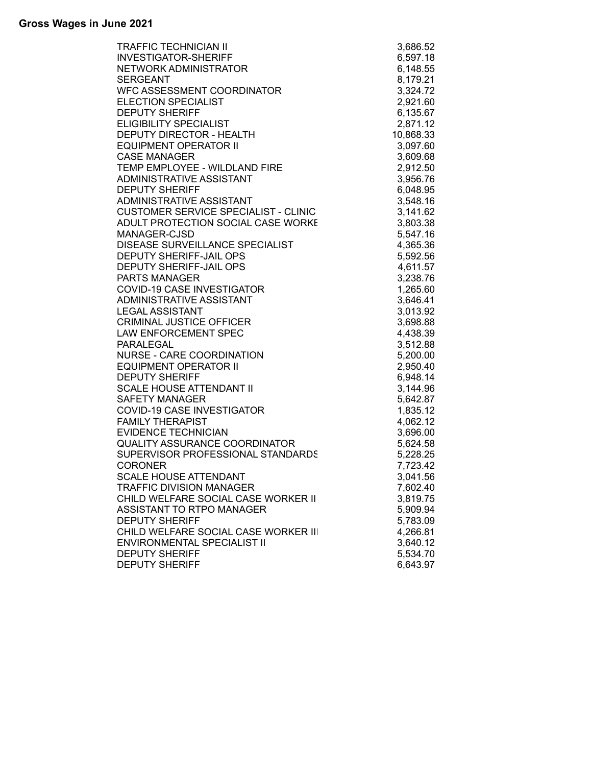**Gross Wages in June 2021**

| | |
|---|---|
| TRAFFIC TECHNICIAN II | 3,686.52 |
| INVESTIGATOR-SHERIFF | 6,597.18 |
| NETWORK ADMINISTRATOR | 6,148.55 |
| SERGEANT | 8,179.21 |
| WFC ASSESSMENT COORDINATOR | 3,324.72 |
| ELECTION SPECIALIST | 2,921.60 |
| DEPUTY SHERIFF | 6,135.67 |
| ELIGIBILITY SPECIALIST | 2,871.12 |
| DEPUTY DIRECTOR - HEALTH | 10,868.33 |
| EQUIPMENT OPERATOR II | 3,097.60 |
| CASE MANAGER | 3,609.68 |
| TEMP EMPLOYEE - WILDLAND FIRE | 2,912.50 |
| ADMINISTRATIVE ASSISTANT | 3,956.76 |
| DEPUTY SHERIFF | 6,048.95 |
| ADMINISTRATIVE ASSISTANT | 3,548.16 |
| CUSTOMER SERVICE SPECIALIST - CLINIC | 3,141.62 |
| ADULT PROTECTION SOCIAL CASE WORKE | 3,803.38 |
| MANAGER-CJSD | 5,547.16 |
| DISEASE SURVEILLANCE SPECIALIST | 4,365.36 |
| DEPUTY SHERIFF-JAIL OPS | 5,592.56 |
| DEPUTY SHERIFF-JAIL OPS | 4,611.57 |
| PARTS MANAGER | 3,238.76 |
| COVID-19 CASE INVESTIGATOR | 1,265.60 |
| ADMINISTRATIVE ASSISTANT | 3,646.41 |
| LEGAL ASSISTANT | 3,013.92 |
| CRIMINAL JUSTICE OFFICER | 3,698.88 |
| LAW ENFORCEMENT SPEC | 4,438.39 |
| PARALEGAL | 3,512.88 |
| NURSE - CARE COORDINATION | 5,200.00 |
| EQUIPMENT OPERATOR II | 2,950.40 |
| DEPUTY SHERIFF | 6,948.14 |
| SCALE HOUSE ATTENDANT II | 3,144.96 |
| SAFETY MANAGER | 5,642.87 |
| COVID-19 CASE INVESTIGATOR | 1,835.12 |
| FAMILY THERAPIST | 4,062.12 |
| EVIDENCE TECHNICIAN | 3,696.00 |
| QUALITY ASSURANCE COORDINATOR | 5,624.58 |
| SUPERVISOR PROFESSIONAL STANDARDS | 5,228.25 |
| CORONER | 7,723.42 |
| SCALE HOUSE ATTENDANT | 3,041.56 |
| TRAFFIC DIVISION MANAGER | 7,602.40 |
| CHILD WELFARE SOCIAL CASE WORKER II | 3,819.75 |
| ASSISTANT TO RTPO MANAGER | 5,909.94 |
| DEPUTY SHERIFF | 5,783.09 |
| CHILD WELFARE SOCIAL CASE WORKER III | 4,266.81 |
| ENVIRONMENTAL SPECIALIST II | 3,640.12 |
| DEPUTY SHERIFF | 5,534.70 |
| DEPUTY SHERIFF | 6,643.97 |